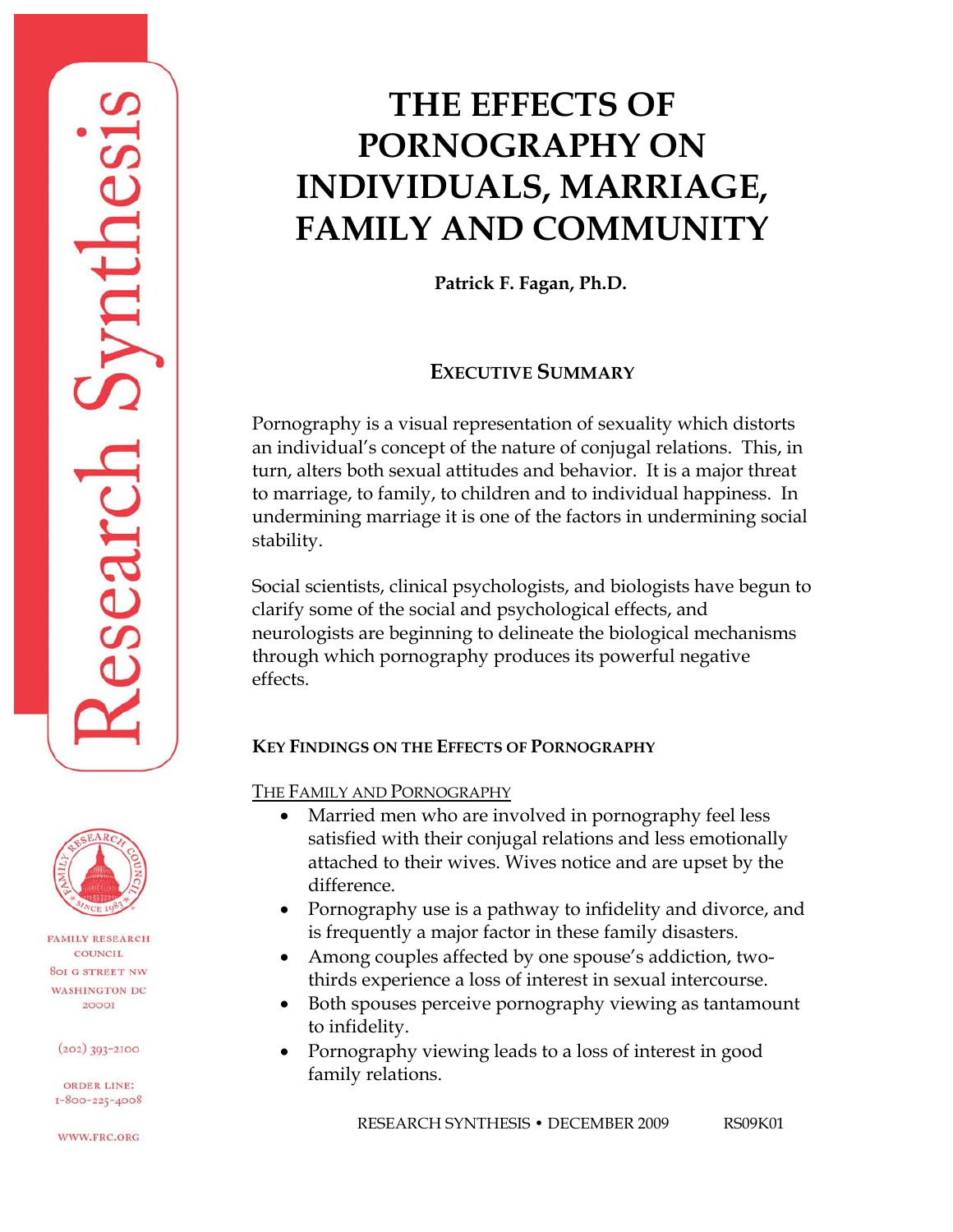Research Synthesis

FAMILY RESEARCH COUNCIL
801 G STREET NW
WASHINGTON DC
20001

(202) 393-2100

ORDER LINE:
1-800-225-4008

WWW.FRC.ORG

# THE EFFECTS OF PORNOGRAPHY ON INDIVIDUALS, MARRIAGE, FAMILY AND COMMUNITY

**Patrick F. Fagan, Ph.D.**

## EXECUTIVE SUMMARY

Pornography is a visual representation of sexuality which distorts an individual's concept of the nature of conjugal relations. This, in turn, alters both sexual attitudes and behavior. It is a major threat to marriage, to family, to children and to individual happiness. In undermining marriage it is one of the factors in undermining social stability.

Social scientists, clinical psychologists, and biologists have begun to clarify some of the social and psychological effects, and neurologists are beginning to delineate the biological mechanisms through which pornography produces its powerful negative effects.

### KEY FINDINGS ON THE EFFECTS OF PORNOGRAPHY

THE FAMILY AND PORNOGRAPHY

- Married men who are involved in pornography feel less satisfied with their conjugal relations and less emotionally attached to their wives. Wives notice and are upset by the difference.
- Pornography use is a pathway to infidelity and divorce, and is frequently a major factor in these family disasters.
- Among couples affected by one spouse's addiction, two-thirds experience a loss of interest in sexual intercourse.
- Both spouses perceive pornography viewing as tantamount to infidelity.
- Pornography viewing leads to a loss of interest in good family relations.

RESEARCH SYNTHESIS • DECEMBER 2009 RS09K01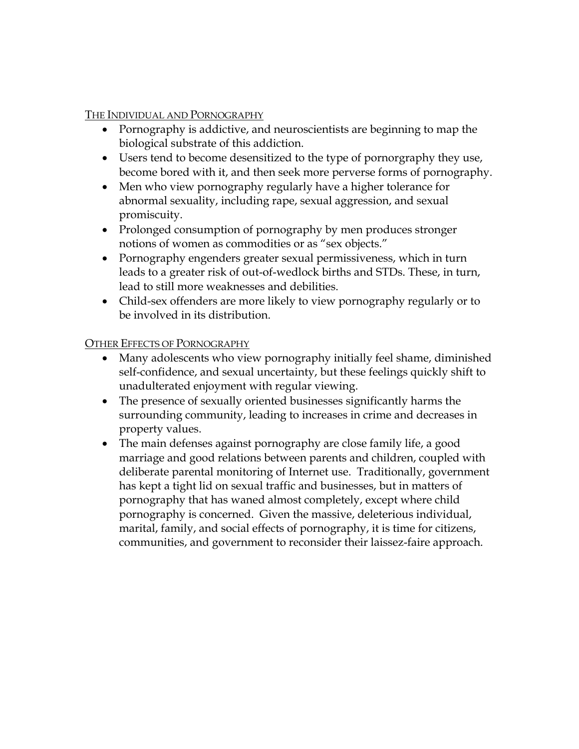THE INDIVIDUAL AND PORNOGRAPHY

- Pornography is addictive, and neuroscientists are beginning to map the biological substrate of this addiction.
- Users tend to become desensitized to the type of pornorgraphy they use, become bored with it, and then seek more perverse forms of pornography.
- Men who view pornography regularly have a higher tolerance for abnormal sexuality, including rape, sexual aggression, and sexual promiscuity.
- Prolonged consumption of pornography by men produces stronger notions of women as commodities or as "sex objects."
- Pornography engenders greater sexual permissiveness, which in turn leads to a greater risk of out-of-wedlock births and STDs. These, in turn, lead to still more weaknesses and debilities.
- Child-sex offenders are more likely to view pornography regularly or to be involved in its distribution.

OTHER EFFECTS OF PORNOGRAPHY

- Many adolescents who view pornography initially feel shame, diminished self-confidence, and sexual uncertainty, but these feelings quickly shift to unadulterated enjoyment with regular viewing.
- The presence of sexually oriented businesses significantly harms the surrounding community, leading to increases in crime and decreases in property values.
- The main defenses against pornography are close family life, a good marriage and good relations between parents and children, coupled with deliberate parental monitoring of Internet use. Traditionally, government has kept a tight lid on sexual traffic and businesses, but in matters of pornography that has waned almost completely, except where child pornography is concerned. Given the massive, deleterious individual, marital, family, and social effects of pornography, it is time for citizens, communities, and government to reconsider their laissez-faire approach.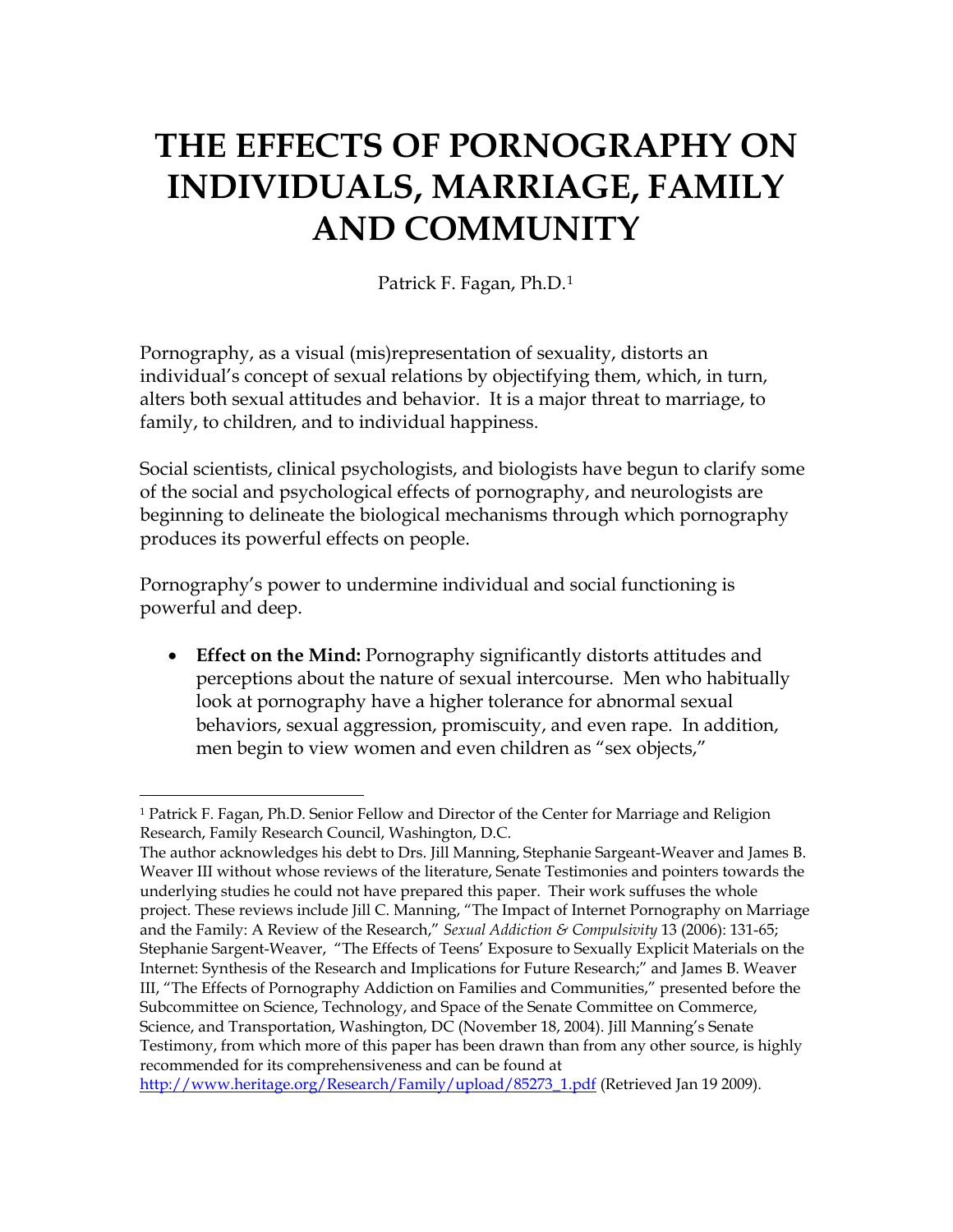# THE EFFECTS OF PORNOGRAPHY ON INDIVIDUALS, MARRIAGE, FAMILY AND COMMUNITY

Patrick F. Fagan, Ph.D.[1]

Pornography, as a visual (mis)representation of sexuality, distorts an individual's concept of sexual relations by objectifying them, which, in turn, alters both sexual attitudes and behavior. It is a major threat to marriage, to family, to children, and to individual happiness.

Social scientists, clinical psychologists, and biologists have begun to clarify some of the social and psychological effects of pornography, and neurologists are beginning to delineate the biological mechanisms through which pornography produces its powerful effects on people.

Pornography's power to undermine individual and social functioning is powerful and deep.

- **Effect on the Mind:** Pornography significantly distorts attitudes and perceptions about the nature of sexual intercourse. Men who habitually look at pornography have a higher tolerance for abnormal sexual behaviors, sexual aggression, promiscuity, and even rape. In addition, men begin to view women and even children as "sex objects,"

---

[1] Patrick F. Fagan, Ph.D. Senior Fellow and Director of the Center for Marriage and Religion Research, Family Research Council, Washington, D.C.
The author acknowledges his debt to Drs. Jill Manning, Stephanie Sargeant-Weaver and James B. Weaver III without whose reviews of the literature, Senate Testimonies and pointers towards the underlying studies he could not have prepared this paper. Their work suffuses the whole project. These reviews include Jill C. Manning, "The Impact of Internet Pornography on Marriage and the Family: A Review of the Research," *Sexual Addiction & Compulsivity* 13 (2006): 131-65; Stephanie Sargent-Weaver, "The Effects of Teens' Exposure to Sexually Explicit Materials on the Internet: Synthesis of the Research and Implications for Future Research;" and James B. Weaver III, "The Effects of Pornography Addiction on Families and Communities," presented before the Subcommittee on Science, Technology, and Space of the Senate Committee on Commerce, Science, and Transportation, Washington, DC (November 18, 2004). Jill Manning's Senate Testimony, from which more of this paper has been drawn than from any other source, is highly recommended for its comprehensiveness and can be found at http://www.heritage.org/Research/Family/upload/85273_1.pdf (Retrieved Jan 19 2009).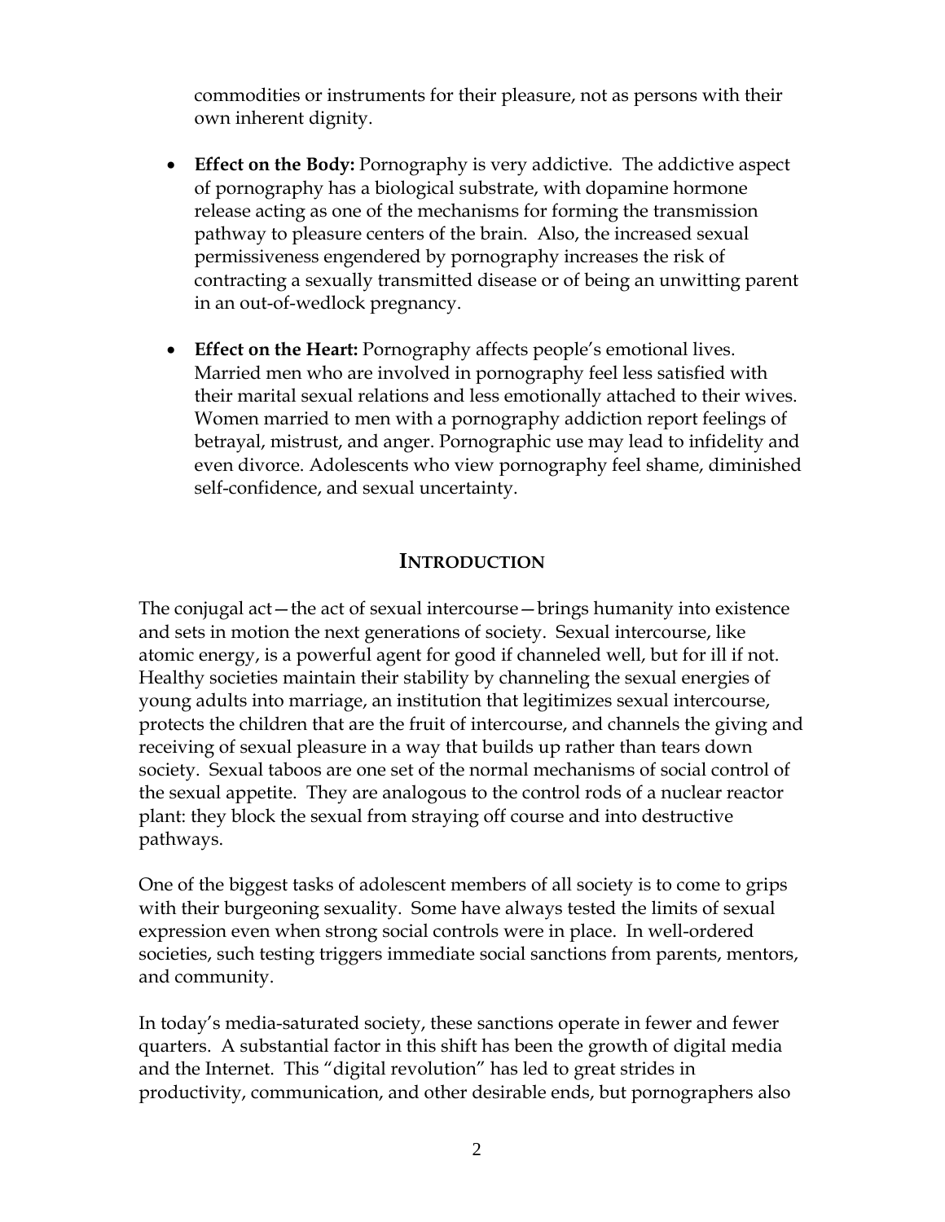commodities or instruments for their pleasure, not as persons with their own inherent dignity.

- **Effect on the Body:** Pornography is very addictive. The addictive aspect of pornography has a biological substrate, with dopamine hormone release acting as one of the mechanisms for forming the transmission pathway to pleasure centers of the brain. Also, the increased sexual permissiveness engendered by pornography increases the risk of contracting a sexually transmitted disease or of being an unwitting parent in an out-of-wedlock pregnancy.

- **Effect on the Heart:** Pornography affects people's emotional lives. Married men who are involved in pornography feel less satisfied with their marital sexual relations and less emotionally attached to their wives. Women married to men with a pornography addiction report feelings of betrayal, mistrust, and anger. Pornographic use may lead to infidelity and even divorce. Adolescents who view pornography feel shame, diminished self-confidence, and sexual uncertainty.

## INTRODUCTION

The conjugal act—the act of sexual intercourse—brings humanity into existence and sets in motion the next generations of society. Sexual intercourse, like atomic energy, is a powerful agent for good if channeled well, but for ill if not. Healthy societies maintain their stability by channeling the sexual energies of young adults into marriage, an institution that legitimizes sexual intercourse, protects the children that are the fruit of intercourse, and channels the giving and receiving of sexual pleasure in a way that builds up rather than tears down society. Sexual taboos are one set of the normal mechanisms of social control of the sexual appetite. They are analogous to the control rods of a nuclear reactor plant: they block the sexual from straying off course and into destructive pathways.

One of the biggest tasks of adolescent members of all society is to come to grips with their burgeoning sexuality. Some have always tested the limits of sexual expression even when strong social controls were in place. In well-ordered societies, such testing triggers immediate social sanctions from parents, mentors, and community.

In today's media-saturated society, these sanctions operate in fewer and fewer quarters. A substantial factor in this shift has been the growth of digital media and the Internet. This "digital revolution" has led to great strides in productivity, communication, and other desirable ends, but pornographers also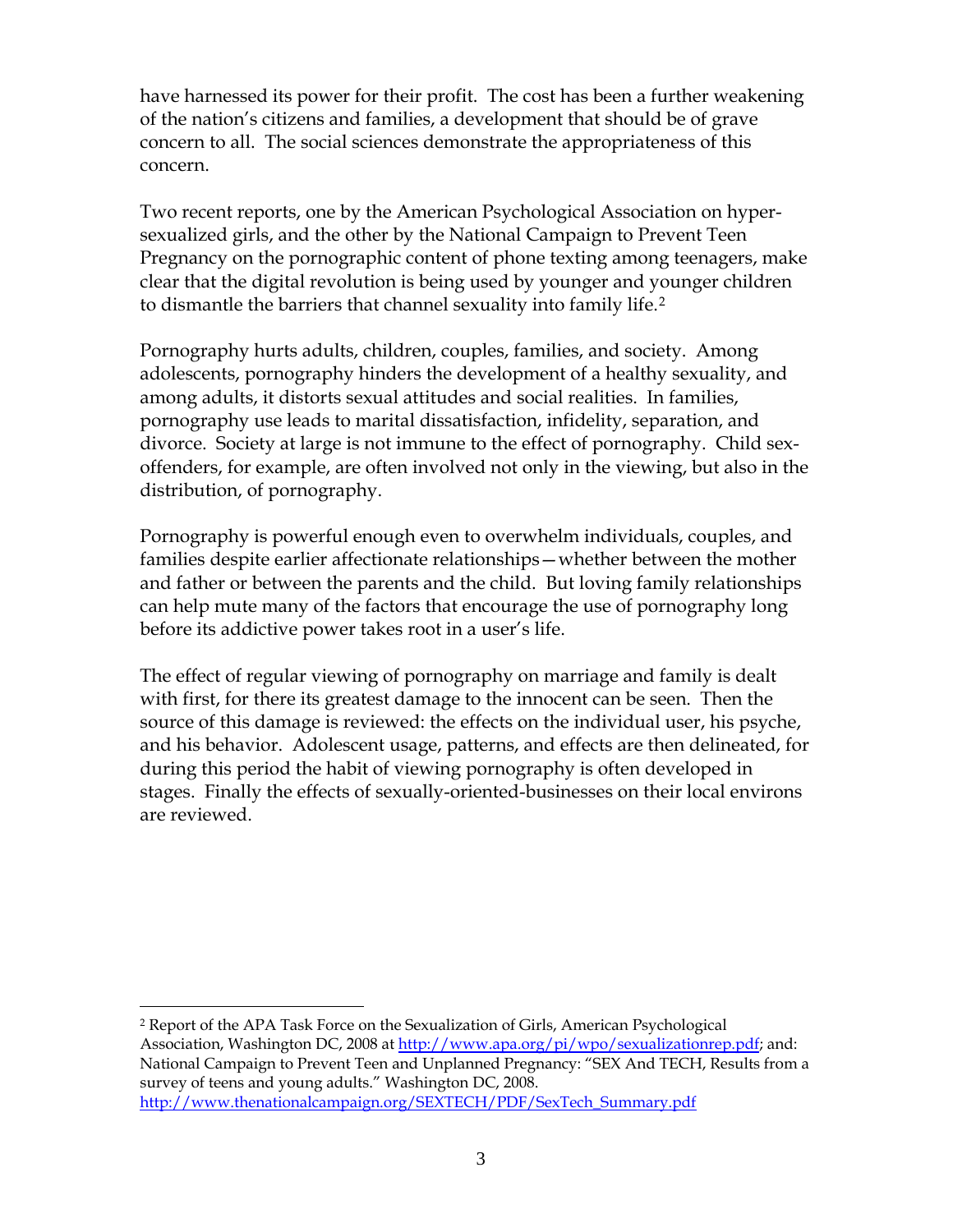have harnessed its power for their profit. The cost has been a further weakening of the nation's citizens and families, a development that should be of grave concern to all. The social sciences demonstrate the appropriateness of this concern.

Two recent reports, one by the American Psychological Association on hyper-sexualized girls, and the other by the National Campaign to Prevent Teen Pregnancy on the pornographic content of phone texting among teenagers, make clear that the digital revolution is being used by younger and younger children to dismantle the barriers that channel sexuality into family life.[2]

Pornography hurts adults, children, couples, families, and society. Among adolescents, pornography hinders the development of a healthy sexuality, and among adults, it distorts sexual attitudes and social realities. In families, pornography use leads to marital dissatisfaction, infidelity, separation, and divorce. Society at large is not immune to the effect of pornography. Child sex-offenders, for example, are often involved not only in the viewing, but also in the distribution, of pornography.

Pornography is powerful enough even to overwhelm individuals, couples, and families despite earlier affectionate relationships—whether between the mother and father or between the parents and the child. But loving family relationships can help mute many of the factors that encourage the use of pornography long before its addictive power takes root in a user's life.

The effect of regular viewing of pornography on marriage and family is dealt with first, for there its greatest damage to the innocent can be seen. Then the source of this damage is reviewed: the effects on the individual user, his psyche, and his behavior. Adolescent usage, patterns, and effects are then delineated, for during this period the habit of viewing pornography is often developed in stages. Finally the effects of sexually-oriented-businesses on their local environs are reviewed.

---

[2] Report of the APA Task Force on the Sexualization of Girls, American Psychological Association, Washington DC, 2008 at http://www.apa.org/pi/wpo/sexualizationrep.pdf; and: National Campaign to Prevent Teen and Unplanned Pregnancy: "SEX And TECH, Results from a survey of teens and young adults." Washington DC, 2008. http://www.thenationalcampaign.org/SEXTECH/PDF/SexTech_Summary.pdf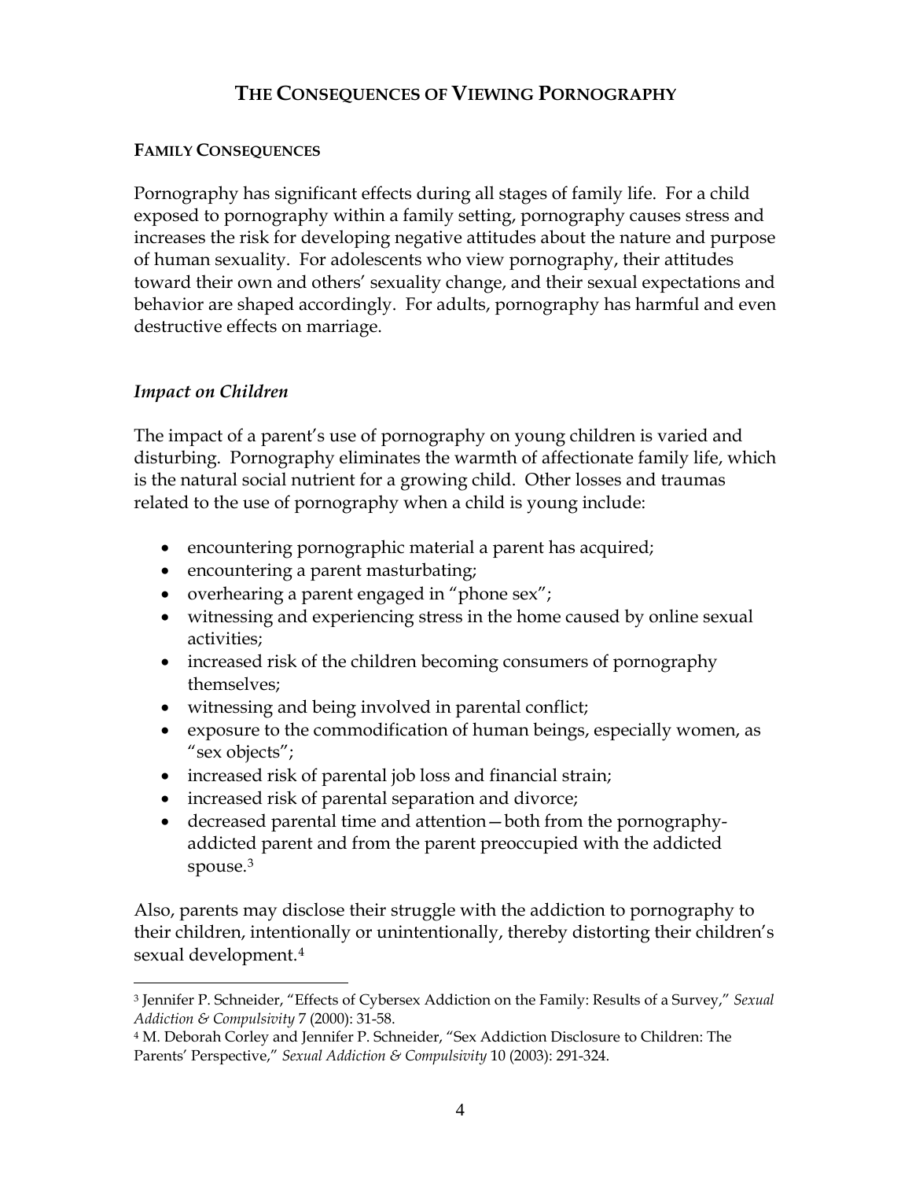# THE CONSEQUENCES OF VIEWING PORNOGRAPHY

## FAMILY CONSEQUENCES

Pornography has significant effects during all stages of family life. For a child exposed to pornography within a family setting, pornography causes stress and increases the risk for developing negative attitudes about the nature and purpose of human sexuality. For adolescents who view pornography, their attitudes toward their own and others' sexuality change, and their sexual expectations and behavior are shaped accordingly. For adults, pornography has harmful and even destructive effects on marriage.

### *Impact on Children*

The impact of a parent's use of pornography on young children is varied and disturbing. Pornography eliminates the warmth of affectionate family life, which is the natural social nutrient for a growing child. Other losses and traumas related to the use of pornography when a child is young include:

- encountering pornographic material a parent has acquired;
- encountering a parent masturbating;
- overhearing a parent engaged in "phone sex";
- witnessing and experiencing stress in the home caused by online sexual activities;
- increased risk of the children becoming consumers of pornography themselves;
- witnessing and being involved in parental conflict;
- exposure to the commodification of human beings, especially women, as "sex objects";
- increased risk of parental job loss and financial strain;
- increased risk of parental separation and divorce;
- decreased parental time and attention—both from the pornography-addicted parent and from the parent preoccupied with the addicted spouse.[3]

Also, parents may disclose their struggle with the addiction to pornography to their children, intentionally or unintentionally, thereby distorting their children's sexual development.[4]

---

[3] Jennifer P. Schneider, "Effects of Cybersex Addiction on the Family: Results of a Survey," *Sexual Addiction & Compulsivity* 7 (2000): 31-58.

[4] M. Deborah Corley and Jennifer P. Schneider, "Sex Addiction Disclosure to Children: The Parents' Perspective," *Sexual Addiction & Compulsivity* 10 (2003): 291-324.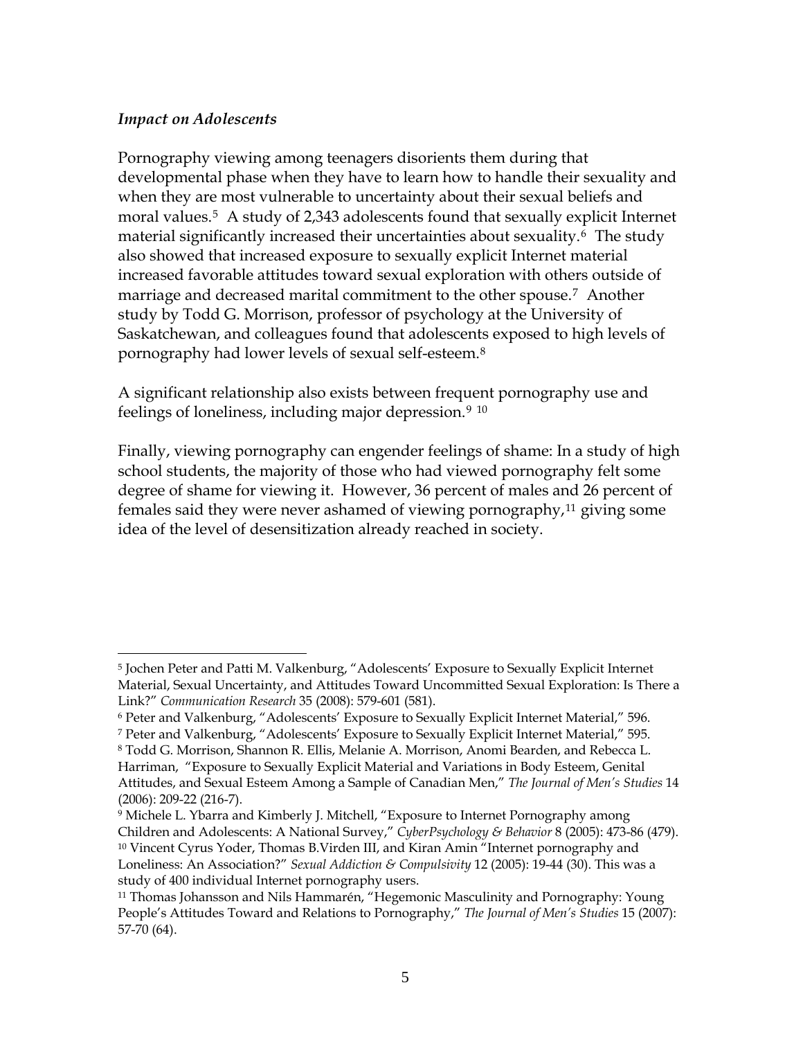### *Impact on Adolescents*

Pornography viewing among teenagers disorients them during that developmental phase when they have to learn how to handle their sexuality and when they are most vulnerable to uncertainty about their sexual beliefs and moral values.[5] A study of 2,343 adolescents found that sexually explicit Internet material significantly increased their uncertainties about sexuality.[6] The study also showed that increased exposure to sexually explicit Internet material increased favorable attitudes toward sexual exploration with others outside of marriage and decreased marital commitment to the other spouse.[7] Another study by Todd G. Morrison, professor of psychology at the University of Saskatchewan, and colleagues found that adolescents exposed to high levels of pornography had lower levels of sexual self-esteem.[8]

A significant relationship also exists between frequent pornography use and feelings of loneliness, including major depression.[9] [10]

Finally, viewing pornography can engender feelings of shame: In a study of high school students, the majority of those who had viewed pornography felt some degree of shame for viewing it. However, 36 percent of males and 26 percent of females said they were never ashamed of viewing pornography,[11] giving some idea of the level of desensitization already reached in society.

---

[5] Jochen Peter and Patti M. Valkenburg, "Adolescents' Exposure to Sexually Explicit Internet Material, Sexual Uncertainty, and Attitudes Toward Uncommitted Sexual Exploration: Is There a Link?" *Communication Research* 35 (2008): 579-601 (581).

[6] Peter and Valkenburg, "Adolescents' Exposure to Sexually Explicit Internet Material," 596.

[7] Peter and Valkenburg, "Adolescents' Exposure to Sexually Explicit Internet Material," 595.

[8] Todd G. Morrison, Shannon R. Ellis, Melanie A. Morrison, Anomi Bearden, and Rebecca L. Harriman, "Exposure to Sexually Explicit Material and Variations in Body Esteem, Genital Attitudes, and Sexual Esteem Among a Sample of Canadian Men," *The Journal of Men's Studies* 14 (2006): 209-22 (216-7).

[9] Michele L. Ybarra and Kimberly J. Mitchell, "Exposure to Internet Pornography among Children and Adolescents: A National Survey," *CyberPsychology & Behavior* 8 (2005): 473-86 (479).

[10] Vincent Cyrus Yoder, Thomas B.Virden III, and Kiran Amin "Internet pornography and Loneliness: An Association?" *Sexual Addiction & Compulsivity* 12 (2005): 19-44 (30). This was a study of 400 individual Internet pornography users.

[11] Thomas Johansson and Nils Hammarén, "Hegemonic Masculinity and Pornography: Young People's Attitudes Toward and Relations to Pornography," *The Journal of Men's Studies* 15 (2007): 57-70 (64).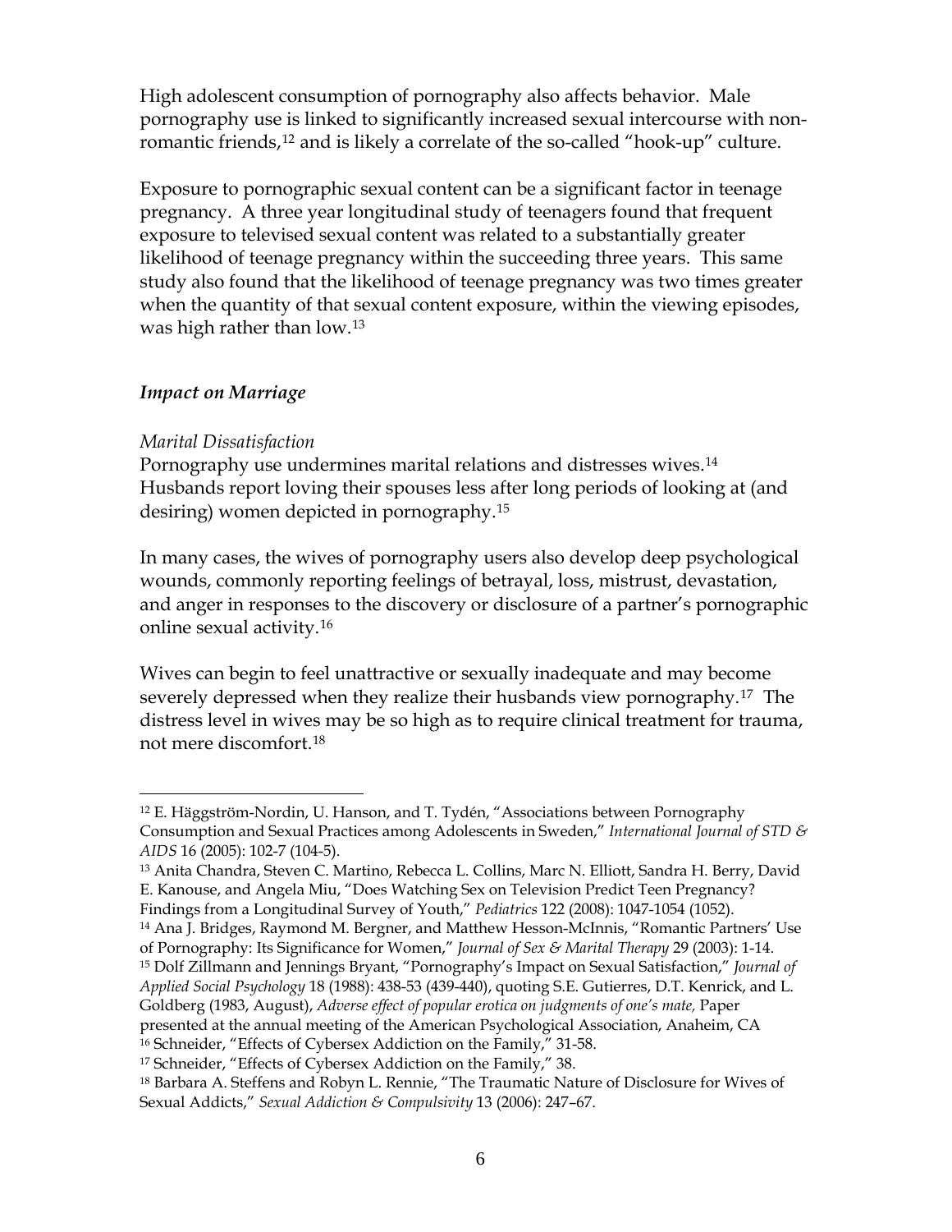High adolescent consumption of pornography also affects behavior. Male pornography use is linked to significantly increased sexual intercourse with non-romantic friends,[12] and is likely a correlate of the so-called "hook-up" culture.

Exposure to pornographic sexual content can be a significant factor in teenage pregnancy. A three year longitudinal study of teenagers found that frequent exposure to televised sexual content was related to a substantially greater likelihood of teenage pregnancy within the succeeding three years. This same study also found that the likelihood of teenage pregnancy was two times greater when the quantity of that sexual content exposure, within the viewing episodes, was high rather than low.[13]

### *Impact on Marriage*

*Marital Dissatisfaction*

Pornography use undermines marital relations and distresses wives.[14] Husbands report loving their spouses less after long periods of looking at (and desiring) women depicted in pornography.[15]

In many cases, the wives of pornography users also develop deep psychological wounds, commonly reporting feelings of betrayal, loss, mistrust, devastation, and anger in responses to the discovery or disclosure of a partner's pornographic online sexual activity.[16]

Wives can begin to feel unattractive or sexually inadequate and may become severely depressed when they realize their husbands view pornography.[17] The distress level in wives may be so high as to require clinical treatment for trauma, not mere discomfort.[18]

---

[12] E. Häggström-Nordin, U. Hanson, and T. Tydén, "Associations between Pornography Consumption and Sexual Practices among Adolescents in Sweden," *International Journal of STD & AIDS* 16 (2005): 102-7 (104-5).

[13] Anita Chandra, Steven C. Martino, Rebecca L. Collins, Marc N. Elliott, Sandra H. Berry, David E. Kanouse, and Angela Miu, "Does Watching Sex on Television Predict Teen Pregnancy? Findings from a Longitudinal Survey of Youth," *Pediatrics* 122 (2008): 1047-1054 (1052).

[14] Ana J. Bridges, Raymond M. Bergner, and Matthew Hesson-McInnis, "Romantic Partners' Use of Pornography: Its Significance for Women," *Journal of Sex & Marital Therapy* 29 (2003): 1-14.

[15] Dolf Zillmann and Jennings Bryant, "Pornography's Impact on Sexual Satisfaction," *Journal of Applied Social Psychology* 18 (1988): 438-53 (439-440), quoting S.E. Gutierres, D.T. Kenrick, and L. Goldberg (1983, August), *Adverse effect of popular erotica on judgments of one's mate,* Paper presented at the annual meeting of the American Psychological Association, Anaheim, CA

[16] Schneider, "Effects of Cybersex Addiction on the Family," 31-58.

[17] Schneider, "Effects of Cybersex Addiction on the Family," 38.

[18] Barbara A. Steffens and Robyn L. Rennie, "The Traumatic Nature of Disclosure for Wives of Sexual Addicts," *Sexual Addiction & Compulsivity* 13 (2006): 247–67.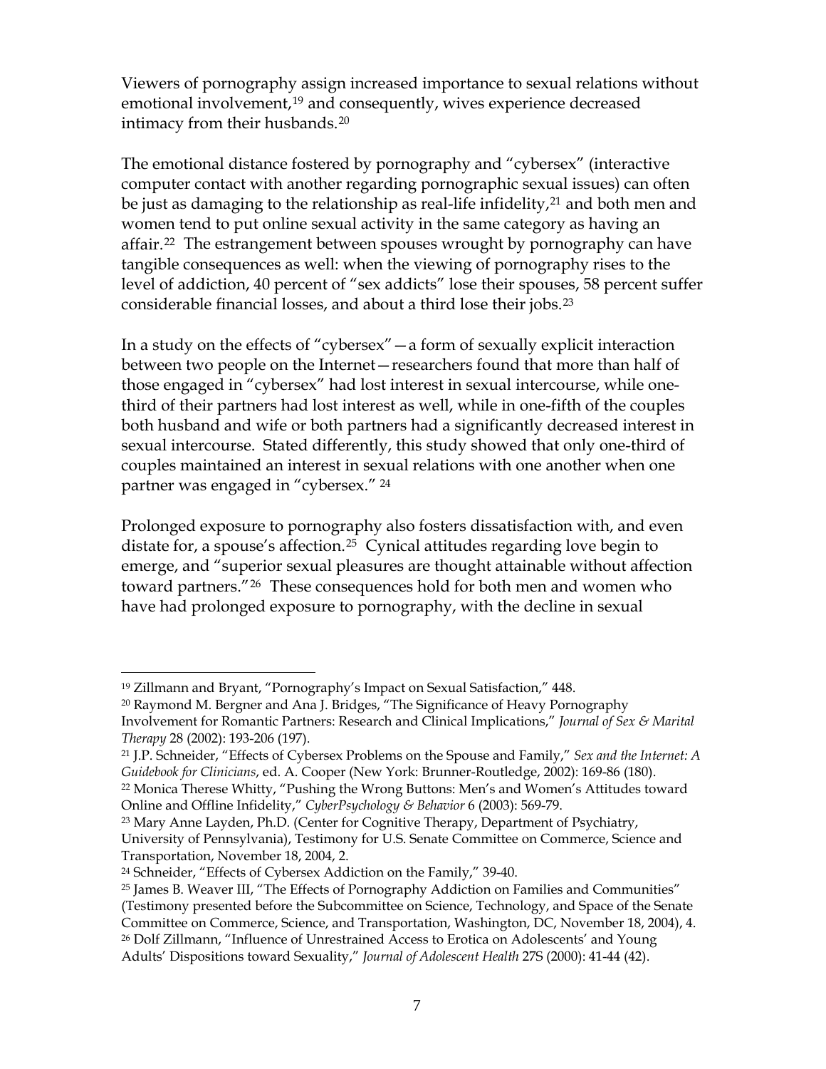Viewers of pornography assign increased importance to sexual relations without emotional involvement,[19] and consequently, wives experience decreased intimacy from their husbands.[20]

The emotional distance fostered by pornography and "cybersex" (interactive computer contact with another regarding pornographic sexual issues) can often be just as damaging to the relationship as real-life infidelity,[21] and both men and women tend to put online sexual activity in the same category as having an affair.[22] The estrangement between spouses wrought by pornography can have tangible consequences as well: when the viewing of pornography rises to the level of addiction, 40 percent of "sex addicts" lose their spouses, 58 percent suffer considerable financial losses, and about a third lose their jobs.[23]

In a study on the effects of "cybersex"—a form of sexually explicit interaction between two people on the Internet—researchers found that more than half of those engaged in "cybersex" had lost interest in sexual intercourse, while one-third of their partners had lost interest as well, while in one-fifth of the couples both husband and wife or both partners had a significantly decreased interest in sexual intercourse. Stated differently, this study showed that only one-third of couples maintained an interest in sexual relations with one another when one partner was engaged in "cybersex." [24]

Prolonged exposure to pornography also fosters dissatisfaction with, and even distate for, a spouse's affection.[25] Cynical attitudes regarding love begin to emerge, and "superior sexual pleasures are thought attainable without affection toward partners."[26] These consequences hold for both men and women who have had prolonged exposure to pornography, with the decline in sexual

---

[19] Zillmann and Bryant, "Pornography's Impact on Sexual Satisfaction," 448.

[20] Raymond M. Bergner and Ana J. Bridges, "The Significance of Heavy Pornography Involvement for Romantic Partners: Research and Clinical Implications," *Journal of Sex & Marital Therapy* 28 (2002): 193-206 (197).

[21] J.P. Schneider, "Effects of Cybersex Problems on the Spouse and Family," *Sex and the Internet: A Guidebook for Clinicians*, ed. A. Cooper (New York: Brunner-Routledge, 2002): 169-86 (180).

[22] Monica Therese Whitty, "Pushing the Wrong Buttons: Men's and Women's Attitudes toward Online and Offline Infidelity," *CyberPsychology & Behavior* 6 (2003): 569-79.

[23] Mary Anne Layden, Ph.D. (Center for Cognitive Therapy, Department of Psychiatry, University of Pennsylvania), Testimony for U.S. Senate Committee on Commerce, Science and Transportation, November 18, 2004, 2.

[24] Schneider, "Effects of Cybersex Addiction on the Family," 39-40.

[25] James B. Weaver III, "The Effects of Pornography Addiction on Families and Communities" (Testimony presented before the Subcommittee on Science, Technology, and Space of the Senate Committee on Commerce, Science, and Transportation, Washington, DC, November 18, 2004), 4.

[26] Dolf Zillmann, "Influence of Unrestrained Access to Erotica on Adolescents' and Young Adults' Dispositions toward Sexuality," *Journal of Adolescent Health* 27S (2000): 41-44 (42).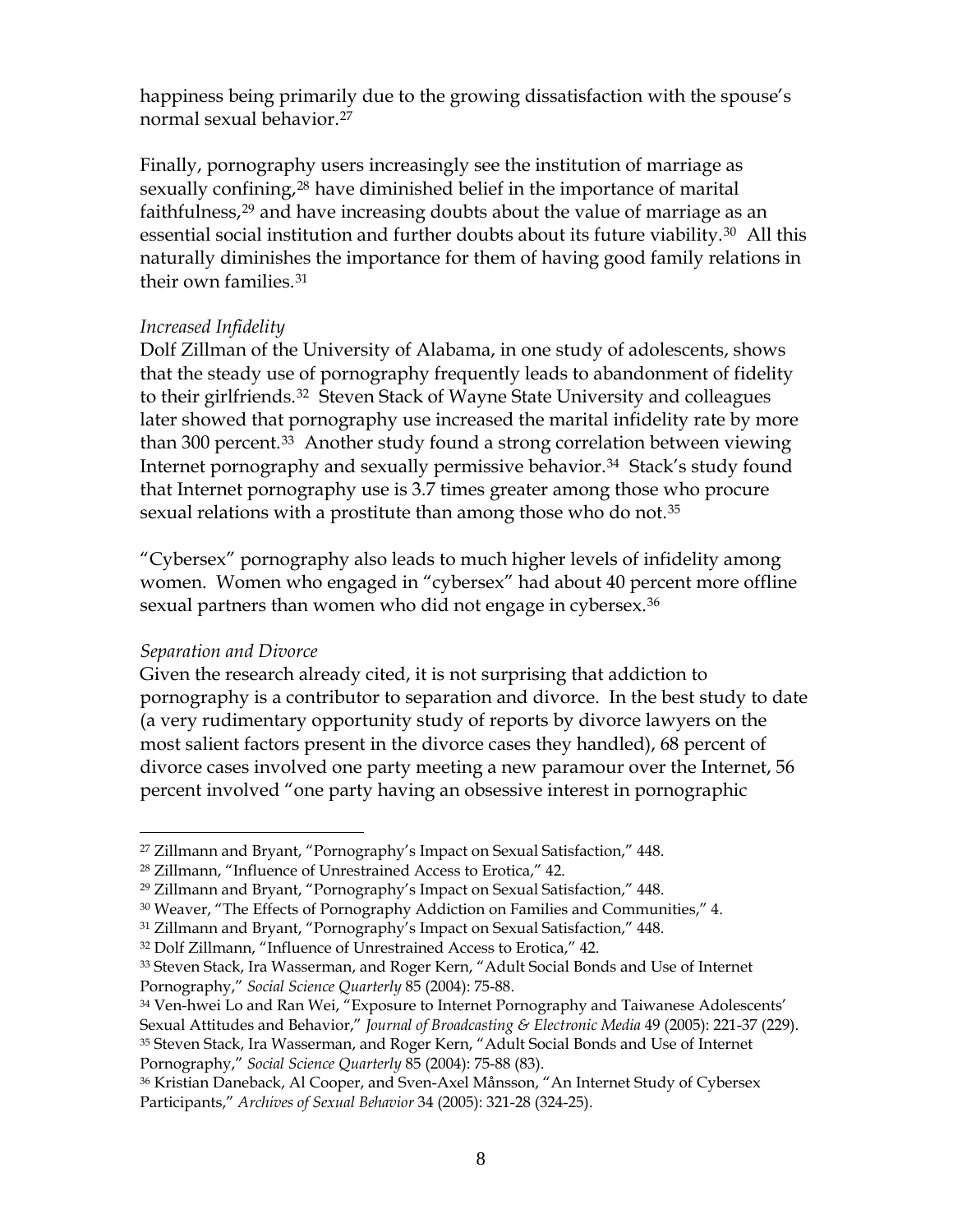happiness being primarily due to the growing dissatisfaction with the spouse's normal sexual behavior.[27]

Finally, pornography users increasingly see the institution of marriage as sexually confining,[28] have diminished belief in the importance of marital faithfulness,[29] and have increasing doubts about the value of marriage as an essential social institution and further doubts about its future viability.[30] All this naturally diminishes the importance for them of having good family relations in their own families.[31]

*Increased Infidelity*

Dolf Zillman of the University of Alabama, in one study of adolescents, shows that the steady use of pornography frequently leads to abandonment of fidelity to their girlfriends.[32] Steven Stack of Wayne State University and colleagues later showed that pornography use increased the marital infidelity rate by more than 300 percent.[33] Another study found a strong correlation between viewing Internet pornography and sexually permissive behavior.[34] Stack's study found that Internet pornography use is 3.7 times greater among those who procure sexual relations with a prostitute than among those who do not.[35]

"Cybersex" pornography also leads to much higher levels of infidelity among women. Women who engaged in "cybersex" had about 40 percent more offline sexual partners than women who did not engage in cybersex.[36]

*Separation and Divorce*

Given the research already cited, it is not surprising that addiction to pornography is a contributor to separation and divorce. In the best study to date (a very rudimentary opportunity study of reports by divorce lawyers on the most salient factors present in the divorce cases they handled), 68 percent of divorce cases involved one party meeting a new paramour over the Internet, 56 percent involved "one party having an obsessive interest in pornographic

---

[27] Zillmann and Bryant, "Pornography's Impact on Sexual Satisfaction," 448.

[28] Zillmann, "Influence of Unrestrained Access to Erotica," 42.

[29] Zillmann and Bryant, "Pornography's Impact on Sexual Satisfaction," 448.

[30] Weaver, "The Effects of Pornography Addiction on Families and Communities," 4.

[31] Zillmann and Bryant, "Pornography's Impact on Sexual Satisfaction," 448.

[32] Dolf Zillmann, "Influence of Unrestrained Access to Erotica," 42.

[33] Steven Stack, Ira Wasserman, and Roger Kern, "Adult Social Bonds and Use of Internet Pornography," *Social Science Quarterly* 85 (2004): 75-88.

[34] Ven-hwei Lo and Ran Wei, "Exposure to Internet Pornography and Taiwanese Adolescents' Sexual Attitudes and Behavior," *Journal of Broadcasting & Electronic Media* 49 (2005): 221-37 (229).

[35] Steven Stack, Ira Wasserman, and Roger Kern, "Adult Social Bonds and Use of Internet Pornography," *Social Science Quarterly* 85 (2004): 75-88 (83).

[36] Kristian Daneback, Al Cooper, and Sven-Axel Månsson, "An Internet Study of Cybersex Participants," *Archives of Sexual Behavior* 34 (2005): 321-28 (324-25).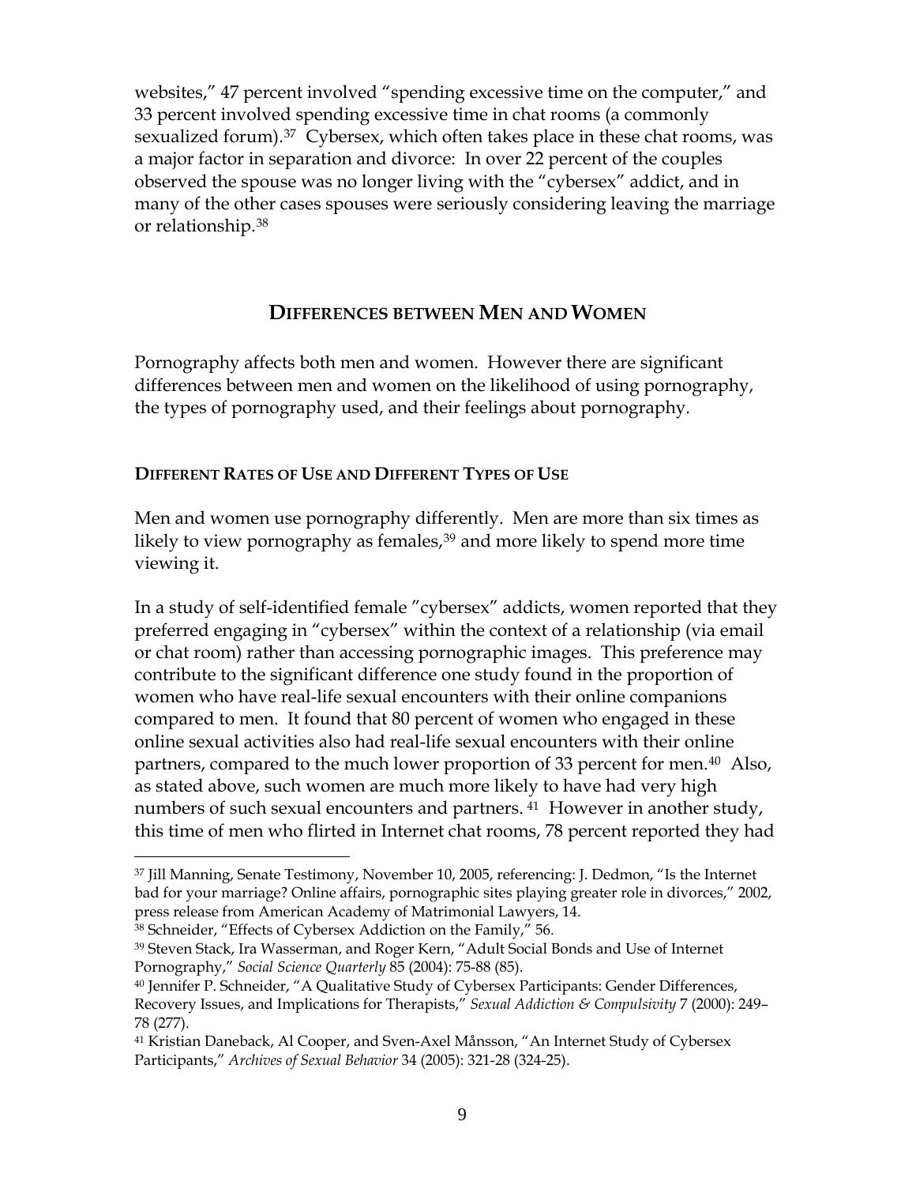websites," 47 percent involved "spending excessive time on the computer," and 33 percent involved spending excessive time in chat rooms (a commonly sexualized forum).[37] Cybersex, which often takes place in these chat rooms, was a major factor in separation and divorce: In over 22 percent of the couples observed the spouse was no longer living with the "cybersex" addict, and in many of the other cases spouses were seriously considering leaving the marriage or relationship.[38]

## DIFFERENCES BETWEEN MEN AND WOMEN

Pornography affects both men and women. However there are significant differences between men and women on the likelihood of using pornography, the types of pornography used, and their feelings about pornography.

### DIFFERENT RATES OF USE AND DIFFERENT TYPES OF USE

Men and women use pornography differently. Men are more than six times as likely to view pornography as females,[39] and more likely to spend more time viewing it.

In a study of self-identified female "cybersex" addicts, women reported that they preferred engaging in "cybersex" within the context of a relationship (via email or chat room) rather than accessing pornographic images. This preference may contribute to the significant difference one study found in the proportion of women who have real-life sexual encounters with their online companions compared to men. It found that 80 percent of women who engaged in these online sexual activities also had real-life sexual encounters with their online partners, compared to the much lower proportion of 33 percent for men.[40] Also, as stated above, such women are much more likely to have had very high numbers of such sexual encounters and partners.[41] However in another study, this time of men who flirted in Internet chat rooms, 78 percent reported they had

---

[37] Jill Manning, Senate Testimony, November 10, 2005, referencing: J. Dedmon, "Is the Internet bad for your marriage? Online affairs, pornographic sites playing greater role in divorces," 2002, press release from American Academy of Matrimonial Lawyers, 14.

[38] Schneider, "Effects of Cybersex Addiction on the Family," 56.

[39] Steven Stack, Ira Wasserman, and Roger Kern, "Adult Social Bonds and Use of Internet Pornography," *Social Science Quarterly* 85 (2004): 75-88 (85).

[40] Jennifer P. Schneider, "A Qualitative Study of Cybersex Participants: Gender Differences, Recovery Issues, and Implications for Therapists," *Sexual Addiction & Compulsivity* 7 (2000): 249–78 (277).

[41] Kristian Daneback, Al Cooper, and Sven-Axel Månsson, "An Internet Study of Cybersex Participants," *Archives of Sexual Behavior* 34 (2005): 321-28 (324-25).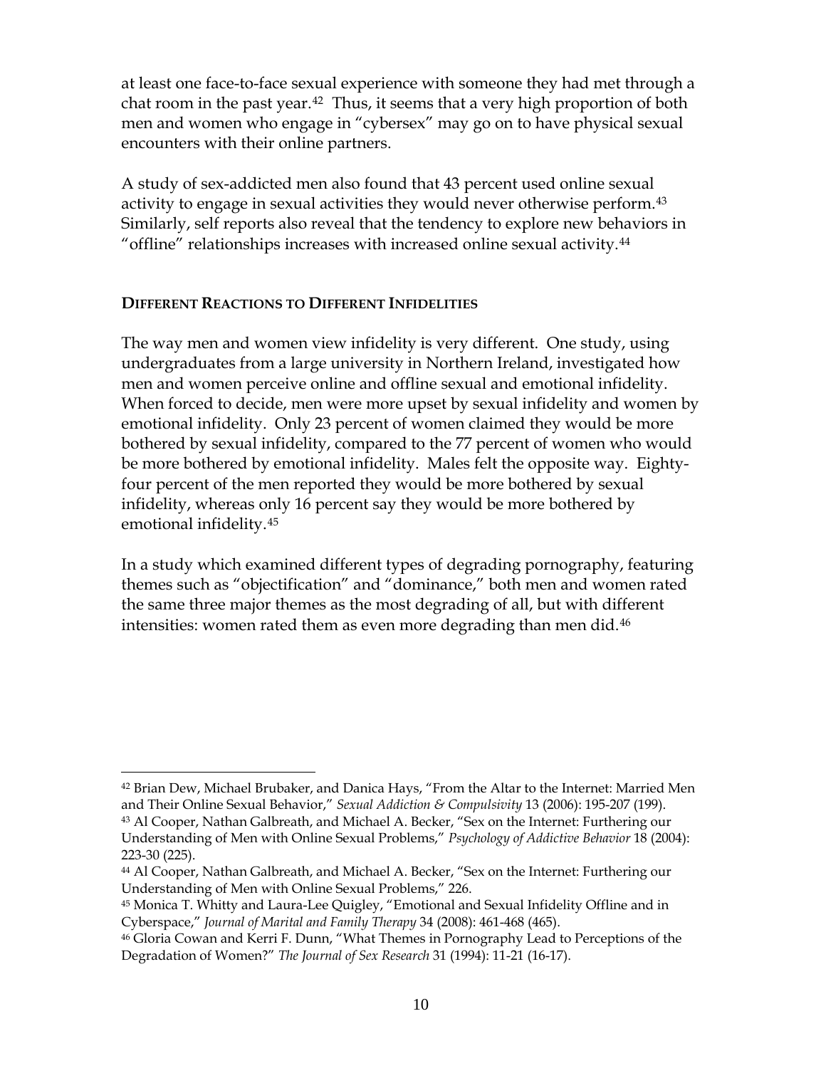at least one face-to-face sexual experience with someone they had met through a chat room in the past year.[42] Thus, it seems that a very high proportion of both men and women who engage in "cybersex" may go on to have physical sexual encounters with their online partners.

A study of sex-addicted men also found that 43 percent used online sexual activity to engage in sexual activities they would never otherwise perform.[43] Similarly, self reports also reveal that the tendency to explore new behaviors in "offline" relationships increases with increased online sexual activity.[44]

### DIFFERENT REACTIONS TO DIFFERENT INFIDELITIES

The way men and women view infidelity is very different. One study, using undergraduates from a large university in Northern Ireland, investigated how men and women perceive online and offline sexual and emotional infidelity. When forced to decide, men were more upset by sexual infidelity and women by emotional infidelity. Only 23 percent of women claimed they would be more bothered by sexual infidelity, compared to the 77 percent of women who would be more bothered by emotional infidelity. Males felt the opposite way. Eighty-four percent of the men reported they would be more bothered by sexual infidelity, whereas only 16 percent say they would be more bothered by emotional infidelity.[45]

In a study which examined different types of degrading pornography, featuring themes such as "objectification" and "dominance," both men and women rated the same three major themes as the most degrading of all, but with different intensities: women rated them as even more degrading than men did.[46]

---

[42] Brian Dew, Michael Brubaker, and Danica Hays, "From the Altar to the Internet: Married Men and Their Online Sexual Behavior," *Sexual Addiction & Compulsivity* 13 (2006): 195-207 (199).

[43] Al Cooper, Nathan Galbreath, and Michael A. Becker, "Sex on the Internet: Furthering our Understanding of Men with Online Sexual Problems," *Psychology of Addictive Behavior* 18 (2004): 223-30 (225).

[44] Al Cooper, Nathan Galbreath, and Michael A. Becker, "Sex on the Internet: Furthering our Understanding of Men with Online Sexual Problems," 226.

[45] Monica T. Whitty and Laura-Lee Quigley, "Emotional and Sexual Infidelity Offline and in Cyberspace," *Journal of Marital and Family Therapy* 34 (2008): 461-468 (465).

[46] Gloria Cowan and Kerri F. Dunn, "What Themes in Pornography Lead to Perceptions of the Degradation of Women?" *The Journal of Sex Research* 31 (1994): 11-21 (16-17).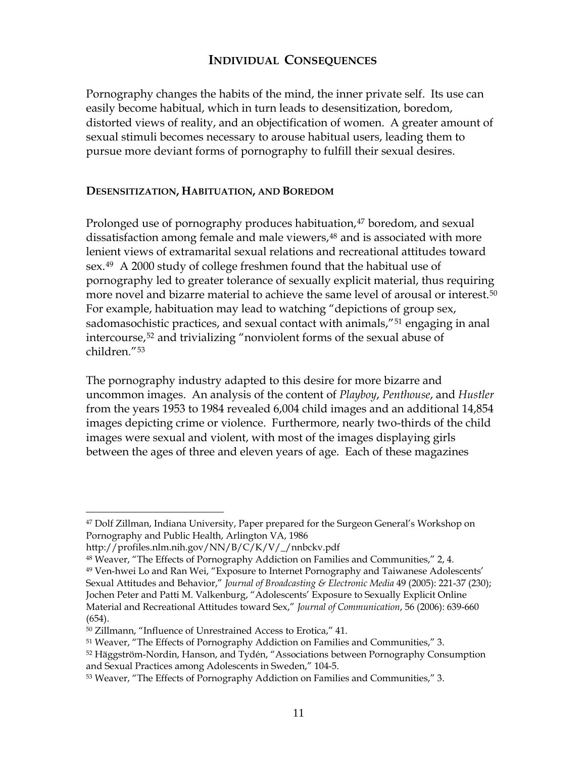## INDIVIDUAL CONSEQUENCES

Pornography changes the habits of the mind, the inner private self. Its use can easily become habitual, which in turn leads to desensitization, boredom, distorted views of reality, and an objectification of women. A greater amount of sexual stimuli becomes necessary to arouse habitual users, leading them to pursue more deviant forms of pornography to fulfill their sexual desires.

### DESENSITIZATION, HABITUATION, AND BOREDOM

Prolonged use of pornography produces habituation,[47] boredom, and sexual dissatisfaction among female and male viewers,[48] and is associated with more lenient views of extramarital sexual relations and recreational attitudes toward sex.[49] A 2000 study of college freshmen found that the habitual use of pornography led to greater tolerance of sexually explicit material, thus requiring more novel and bizarre material to achieve the same level of arousal or interest.[50] For example, habituation may lead to watching "depictions of group sex, sadomasochistic practices, and sexual contact with animals,"[51] engaging in anal intercourse,[52] and trivializing "nonviolent forms of the sexual abuse of children."[53]

The pornography industry adapted to this desire for more bizarre and uncommon images. An analysis of the content of *Playboy*, *Penthouse*, and *Hustler* from the years 1953 to 1984 revealed 6,004 child images and an additional 14,854 images depicting crime or violence. Furthermore, nearly two-thirds of the child images were sexual and violent, with most of the images displaying girls between the ages of three and eleven years of age. Each of these magazines

---

[47] Dolf Zillman, Indiana University, Paper prepared for the Surgeon General's Workshop on Pornography and Public Health, Arlington VA, 1986 http://profiles.nlm.nih.gov/NN/B/C/K/V/_/nnbckv.pdf

[48] Weaver, "The Effects of Pornography Addiction on Families and Communities," 2, 4.

[49] Ven-hwei Lo and Ran Wei, "Exposure to Internet Pornography and Taiwanese Adolescents' Sexual Attitudes and Behavior," *Journal of Broadcasting & Electronic Media* 49 (2005): 221-37 (230); Jochen Peter and Patti M. Valkenburg, "Adolescents' Exposure to Sexually Explicit Online Material and Recreational Attitudes toward Sex," *Journal of Communication*, 56 (2006): 639-660 (654).

[50] Zillmann, "Influence of Unrestrained Access to Erotica," 41.

[51] Weaver, "The Effects of Pornography Addiction on Families and Communities," 3.

[52] Häggström-Nordin, Hanson, and Tydén, "Associations between Pornography Consumption and Sexual Practices among Adolescents in Sweden," 104-5.

[53] Weaver, "The Effects of Pornography Addiction on Families and Communities," 3.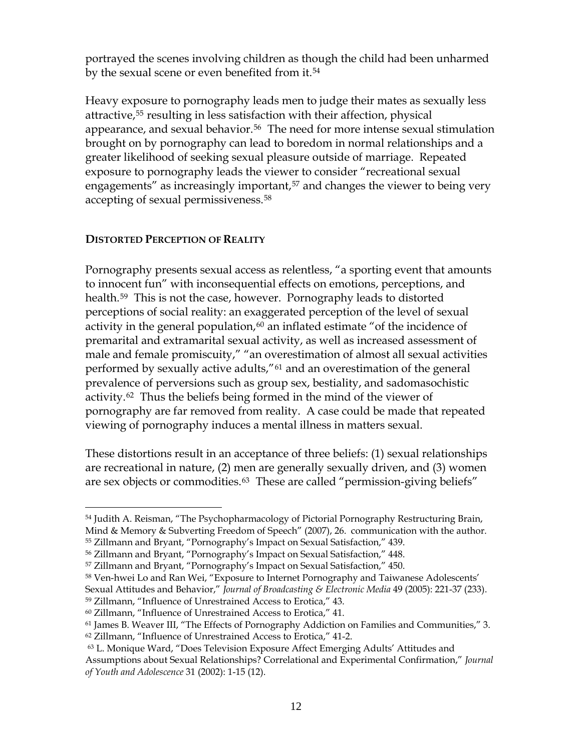portrayed the scenes involving children as though the child had been unharmed by the sexual scene or even benefited from it.[54]

Heavy exposure to pornography leads men to judge their mates as sexually less attractive,[55] resulting in less satisfaction with their affection, physical appearance, and sexual behavior.[56] The need for more intense sexual stimulation brought on by pornography can lead to boredom in normal relationships and a greater likelihood of seeking sexual pleasure outside of marriage. Repeated exposure to pornography leads the viewer to consider "recreational sexual engagements" as increasingly important,[57] and changes the viewer to being very accepting of sexual permissiveness.[58]

### DISTORTED PERCEPTION OF REALITY

Pornography presents sexual access as relentless, "a sporting event that amounts to innocent fun" with inconsequential effects on emotions, perceptions, and health.[59] This is not the case, however. Pornography leads to distorted perceptions of social reality: an exaggerated perception of the level of sexual activity in the general population,[60] an inflated estimate "of the incidence of premarital and extramarital sexual activity, as well as increased assessment of male and female promiscuity," "an overestimation of almost all sexual activities performed by sexually active adults,"[61] and an overestimation of the general prevalence of perversions such as group sex, bestiality, and sadomasochistic activity.[62] Thus the beliefs being formed in the mind of the viewer of pornography are far removed from reality. A case could be made that repeated viewing of pornography induces a mental illness in matters sexual.

These distortions result in an acceptance of three beliefs: (1) sexual relationships are recreational in nature, (2) men are generally sexually driven, and (3) women are sex objects or commodities.[63] These are called "permission-giving beliefs"

---

[54] Judith A. Reisman, "The Psychopharmacology of Pictorial Pornography Restructuring Brain, Mind & Memory & Subverting Freedom of Speech" (2007), 26. communication with the author.
[55] Zillmann and Bryant, "Pornography's Impact on Sexual Satisfaction," 439.
[56] Zillmann and Bryant, "Pornography's Impact on Sexual Satisfaction," 448.
[57] Zillmann and Bryant, "Pornography's Impact on Sexual Satisfaction," 450.
[58] Ven-hwei Lo and Ran Wei, "Exposure to Internet Pornography and Taiwanese Adolescents' Sexual Attitudes and Behavior," *Journal of Broadcasting & Electronic Media* 49 (2005): 221-37 (233).
[59] Zillmann, "Influence of Unrestrained Access to Erotica," 43.
[60] Zillmann, "Influence of Unrestrained Access to Erotica," 41.
[61] James B. Weaver III, "The Effects of Pornography Addiction on Families and Communities," 3.
[62] Zillmann, "Influence of Unrestrained Access to Erotica," 41-2.
[63] L. Monique Ward, "Does Television Exposure Affect Emerging Adults' Attitudes and Assumptions about Sexual Relationships? Correlational and Experimental Confirmation," *Journal of Youth and Adolescence* 31 (2002): 1-15 (12).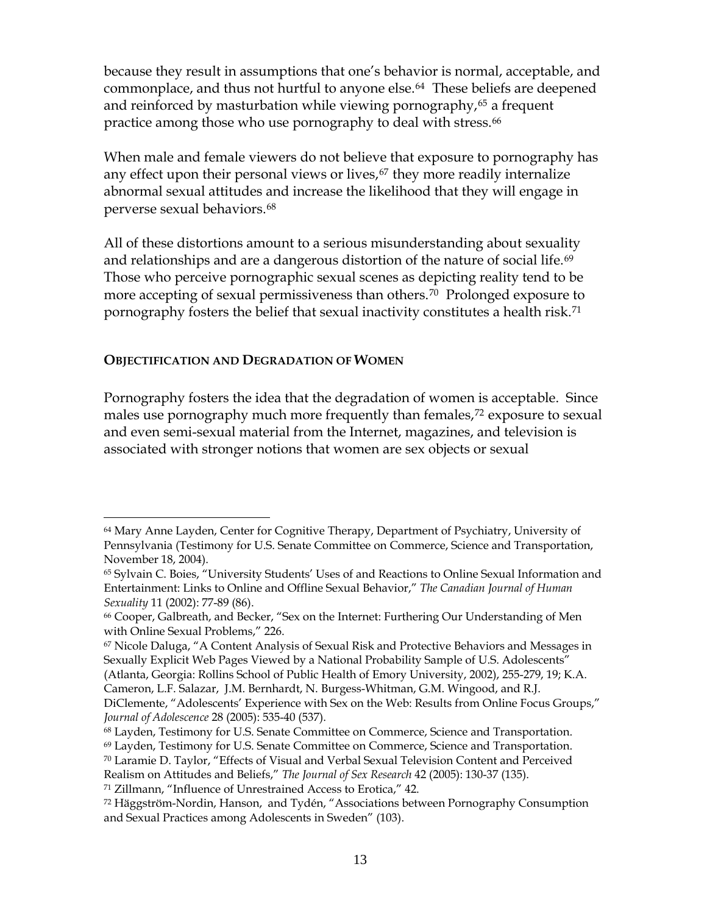because they result in assumptions that one's behavior is normal, acceptable, and commonplace, and thus not hurtful to anyone else.[64] These beliefs are deepened and reinforced by masturbation while viewing pornography,[65] a frequent practice among those who use pornography to deal with stress.[66]

When male and female viewers do not believe that exposure to pornography has any effect upon their personal views or lives,[67] they more readily internalize abnormal sexual attitudes and increase the likelihood that they will engage in perverse sexual behaviors.[68]

All of these distortions amount to a serious misunderstanding about sexuality and relationships and are a dangerous distortion of the nature of social life.[69] Those who perceive pornographic sexual scenes as depicting reality tend to be more accepting of sexual permissiveness than others.[70] Prolonged exposure to pornography fosters the belief that sexual inactivity constitutes a health risk.[71]

#### **OBJECTIFICATION AND DEGRADATION OF WOMEN**

Pornography fosters the idea that the degradation of women is acceptable. Since males use pornography much more frequently than females,[72] exposure to sexual and even semi-sexual material from the Internet, magazines, and television is associated with stronger notions that women are sex objects or sexual

---

[64] Mary Anne Layden, Center for Cognitive Therapy, Department of Psychiatry, University of Pennsylvania (Testimony for U.S. Senate Committee on Commerce, Science and Transportation, November 18, 2004).

[65] Sylvain C. Boies, "University Students' Uses of and Reactions to Online Sexual Information and Entertainment: Links to Online and Offline Sexual Behavior," *The Canadian Journal of Human Sexuality* 11 (2002): 77-89 (86).

[66] Cooper, Galbreath, and Becker, "Sex on the Internet: Furthering Our Understanding of Men with Online Sexual Problems," 226.

[67] Nicole Daluga, "A Content Analysis of Sexual Risk and Protective Behaviors and Messages in Sexually Explicit Web Pages Viewed by a National Probability Sample of U.S. Adolescents" (Atlanta, Georgia: Rollins School of Public Health of Emory University, 2002), 255-279, 19; K.A. Cameron, L.F. Salazar, J.M. Bernhardt, N. Burgess-Whitman, G.M. Wingood, and R.J. DiClemente, "Adolescents' Experience with Sex on the Web: Results from Online Focus Groups," *Journal of Adolescence* 28 (2005): 535-40 (537).

[68] Layden, Testimony for U.S. Senate Committee on Commerce, Science and Transportation.

[69] Layden, Testimony for U.S. Senate Committee on Commerce, Science and Transportation.

[70] Laramie D. Taylor, "Effects of Visual and Verbal Sexual Television Content and Perceived Realism on Attitudes and Beliefs," *The Journal of Sex Research* 42 (2005): 130-37 (135).

[71] Zillmann, "Influence of Unrestrained Access to Erotica," 42.

[72] Häggström-Nordin, Hanson, and Tydén, "Associations between Pornography Consumption and Sexual Practices among Adolescents in Sweden" (103).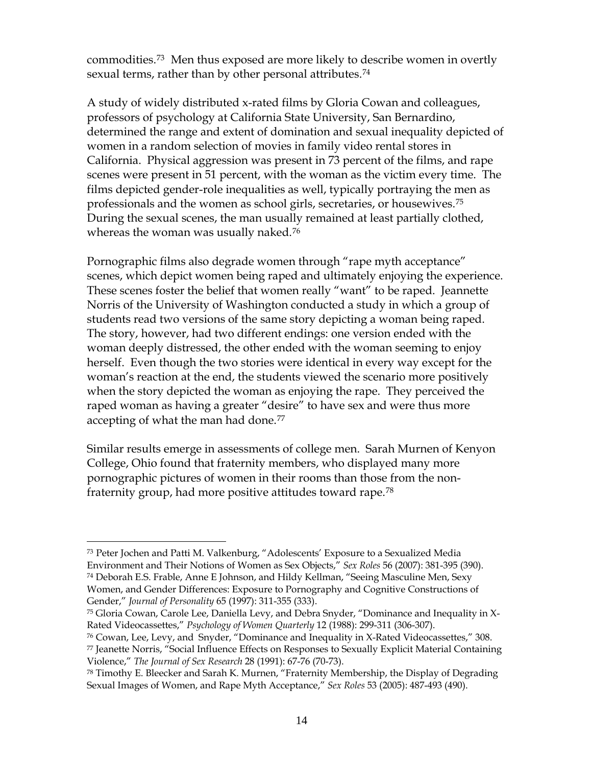commodities.[73] Men thus exposed are more likely to describe women in overtly sexual terms, rather than by other personal attributes.[74]

A study of widely distributed x-rated films by Gloria Cowan and colleagues, professors of psychology at California State University, San Bernardino, determined the range and extent of domination and sexual inequality depicted of women in a random selection of movies in family video rental stores in California. Physical aggression was present in 73 percent of the films, and rape scenes were present in 51 percent, with the woman as the victim every time. The films depicted gender-role inequalities as well, typically portraying the men as professionals and the women as school girls, secretaries, or housewives.[75] During the sexual scenes, the man usually remained at least partially clothed, whereas the woman was usually naked.[76]

Pornographic films also degrade women through "rape myth acceptance" scenes, which depict women being raped and ultimately enjoying the experience. These scenes foster the belief that women really "want" to be raped. Jeannette Norris of the University of Washington conducted a study in which a group of students read two versions of the same story depicting a woman being raped. The story, however, had two different endings: one version ended with the woman deeply distressed, the other ended with the woman seeming to enjoy herself. Even though the two stories were identical in every way except for the woman's reaction at the end, the students viewed the scenario more positively when the story depicted the woman as enjoying the rape. They perceived the raped woman as having a greater "desire" to have sex and were thus more accepting of what the man had done.[77]

Similar results emerge in assessments of college men. Sarah Murnen of Kenyon College, Ohio found that fraternity members, who displayed many more pornographic pictures of women in their rooms than those from the non-fraternity group, had more positive attitudes toward rape.[78]

---

[73] Peter Jochen and Patti M. Valkenburg, "Adolescents' Exposure to a Sexualized Media Environment and Their Notions of Women as Sex Objects," *Sex Roles* 56 (2007): 381-395 (390).

[74] Deborah E.S. Frable, Anne E Johnson, and Hildy Kellman, "Seeing Masculine Men, Sexy Women, and Gender Differences: Exposure to Pornography and Cognitive Constructions of Gender," *Journal of Personality* 65 (1997): 311-355 (333).

[75] Gloria Cowan, Carole Lee, Daniella Levy, and Debra Snyder, "Dominance and Inequality in X-Rated Videocassettes," *Psychology of Women Quarterly* 12 (1988): 299-311 (306-307).

[76] Cowan, Lee, Levy, and Snyder, "Dominance and Inequality in X-Rated Videocassettes," 308.

[77] Jeanette Norris, "Social Influence Effects on Responses to Sexually Explicit Material Containing Violence," *The Journal of Sex Research* 28 (1991): 67-76 (70-73).

[78] Timothy E. Bleecker and Sarah K. Murnen, "Fraternity Membership, the Display of Degrading Sexual Images of Women, and Rape Myth Acceptance," *Sex Roles* 53 (2005): 487-493 (490).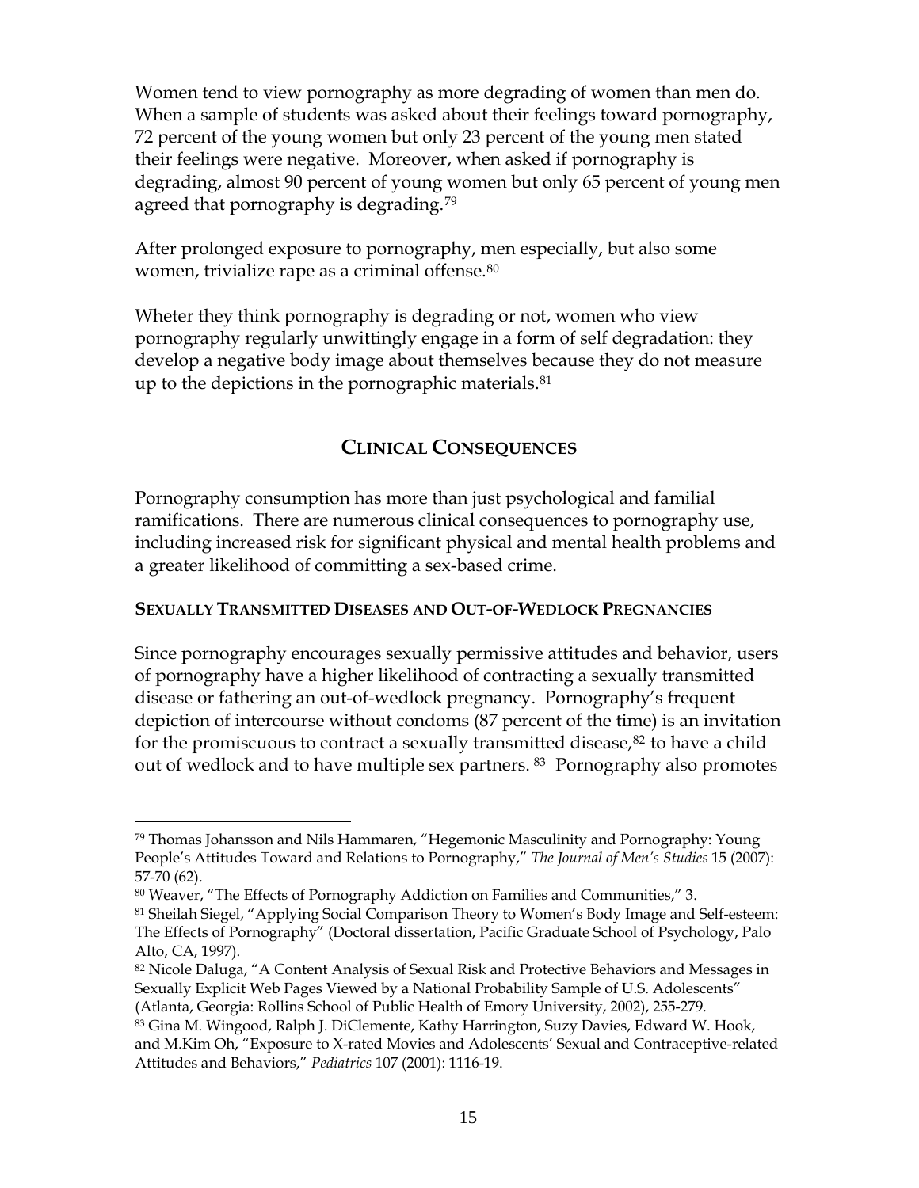Women tend to view pornography as more degrading of women than men do. When a sample of students was asked about their feelings toward pornography, 72 percent of the young women but only 23 percent of the young men stated their feelings were negative. Moreover, when asked if pornography is degrading, almost 90 percent of young women but only 65 percent of young men agreed that pornography is degrading.[79]

After prolonged exposure to pornography, men especially, but also some women, trivialize rape as a criminal offense.[80]

Wheter they think pornography is degrading or not, women who view pornography regularly unwittingly engage in a form of self degradation: they develop a negative body image about themselves because they do not measure up to the depictions in the pornographic materials.[81]

## CLINICAL CONSEQUENCES

Pornography consumption has more than just psychological and familial ramifications. There are numerous clinical consequences to pornography use, including increased risk for significant physical and mental health problems and a greater likelihood of committing a sex-based crime.

### SEXUALLY TRANSMITTED DISEASES AND OUT-OF-WEDLOCK PREGNANCIES

Since pornography encourages sexually permissive attitudes and behavior, users of pornography have a higher likelihood of contracting a sexually transmitted disease or fathering an out-of-wedlock pregnancy. Pornography's frequent depiction of intercourse without condoms (87 percent of the time) is an invitation for the promiscuous to contract a sexually transmitted disease,[82] to have a child out of wedlock and to have multiple sex partners. [83] Pornography also promotes

---

[79] Thomas Johansson and Nils Hammaren, "Hegemonic Masculinity and Pornography: Young People's Attitudes Toward and Relations to Pornography," *The Journal of Men's Studies* 15 (2007): 57-70 (62).

[80] Weaver, "The Effects of Pornography Addiction on Families and Communities," 3.

[81] Sheilah Siegel, "Applying Social Comparison Theory to Women's Body Image and Self-esteem: The Effects of Pornography" (Doctoral dissertation, Pacific Graduate School of Psychology, Palo Alto, CA, 1997).

[82] Nicole Daluga, "A Content Analysis of Sexual Risk and Protective Behaviors and Messages in Sexually Explicit Web Pages Viewed by a National Probability Sample of U.S. Adolescents" (Atlanta, Georgia: Rollins School of Public Health of Emory University, 2002), 255-279.

[83] Gina M. Wingood, Ralph J. DiClemente, Kathy Harrington, Suzy Davies, Edward W. Hook, and M.Kim Oh, "Exposure to X-rated Movies and Adolescents' Sexual and Contraceptive-related Attitudes and Behaviors," *Pediatrics* 107 (2001): 1116-19.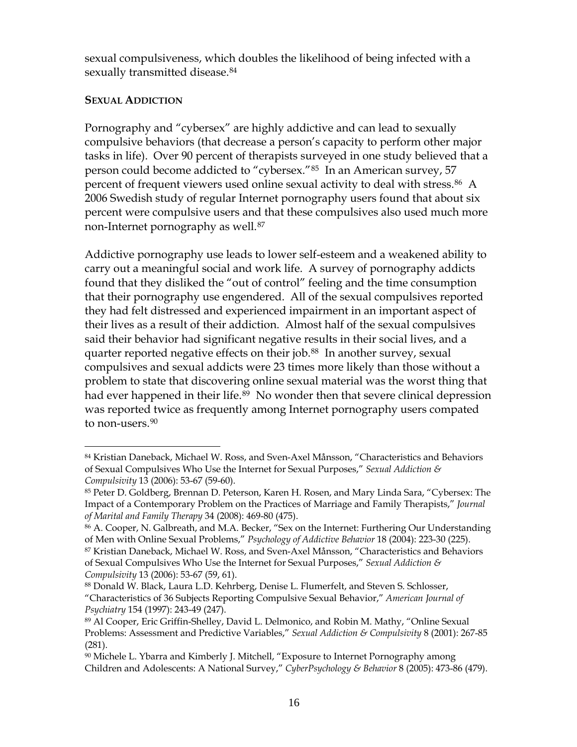sexual compulsiveness, which doubles the likelihood of being infected with a sexually transmitted disease.[84]

**SEXUAL ADDICTION**

Pornography and "cybersex" are highly addictive and can lead to sexually compulsive behaviors (that decrease a person's capacity to perform other major tasks in life). Over 90 percent of therapists surveyed in one study believed that a person could become addicted to "cybersex."[85] In an American survey, 57 percent of frequent viewers used online sexual activity to deal with stress.[86] A 2006 Swedish study of regular Internet pornography users found that about six percent were compulsive users and that these compulsives also used much more non-Internet pornography as well.[87]

Addictive pornography use leads to lower self-esteem and a weakened ability to carry out a meaningful social and work life. A survey of pornography addicts found that they disliked the "out of control" feeling and the time consumption that their pornography use engendered. All of the sexual compulsives reported they had felt distressed and experienced impairment in an important aspect of their lives as a result of their addiction. Almost half of the sexual compulsives said their behavior had significant negative results in their social lives, and a quarter reported negative effects on their job.[88] In another survey, sexual compulsives and sexual addicts were 23 times more likely than those without a problem to state that discovering online sexual material was the worst thing that had ever happened in their life.[89] No wonder then that severe clinical depression was reported twice as frequently among Internet pornography users compated to non-users.[90]

---

[84] Kristian Daneback, Michael W. Ross, and Sven-Axel Månsson, "Characteristics and Behaviors of Sexual Compulsives Who Use the Internet for Sexual Purposes," *Sexual Addiction & Compulsivity* 13 (2006): 53-67 (59-60).

[85] Peter D. Goldberg, Brennan D. Peterson, Karen H. Rosen, and Mary Linda Sara, "Cybersex: The Impact of a Contemporary Problem on the Practices of Marriage and Family Therapists," *Journal of Marital and Family Therapy* 34 (2008): 469-80 (475).

[86] A. Cooper, N. Galbreath, and M.A. Becker, "Sex on the Internet: Furthering Our Understanding of Men with Online Sexual Problems," *Psychology of Addictive Behavior* 18 (2004): 223-30 (225).

[87] Kristian Daneback, Michael W. Ross, and Sven-Axel Månsson, "Characteristics and Behaviors of Sexual Compulsives Who Use the Internet for Sexual Purposes," *Sexual Addiction & Compulsivity* 13 (2006): 53-67 (59, 61).

[88] Donald W. Black, Laura L.D. Kehrberg, Denise L. Flumerfelt, and Steven S. Schlosser, "Characteristics of 36 Subjects Reporting Compulsive Sexual Behavior," *American Journal of Psychiatry* 154 (1997): 243-49 (247).

[89] Al Cooper, Eric Griffin-Shelley, David L. Delmonico, and Robin M. Mathy, "Online Sexual Problems: Assessment and Predictive Variables," *Sexual Addiction & Compulsivity* 8 (2001): 267-85 (281).

[90] Michele L. Ybarra and Kimberly J. Mitchell, "Exposure to Internet Pornography among Children and Adolescents: A National Survey," *CyberPsychology & Behavior* 8 (2005): 473-86 (479).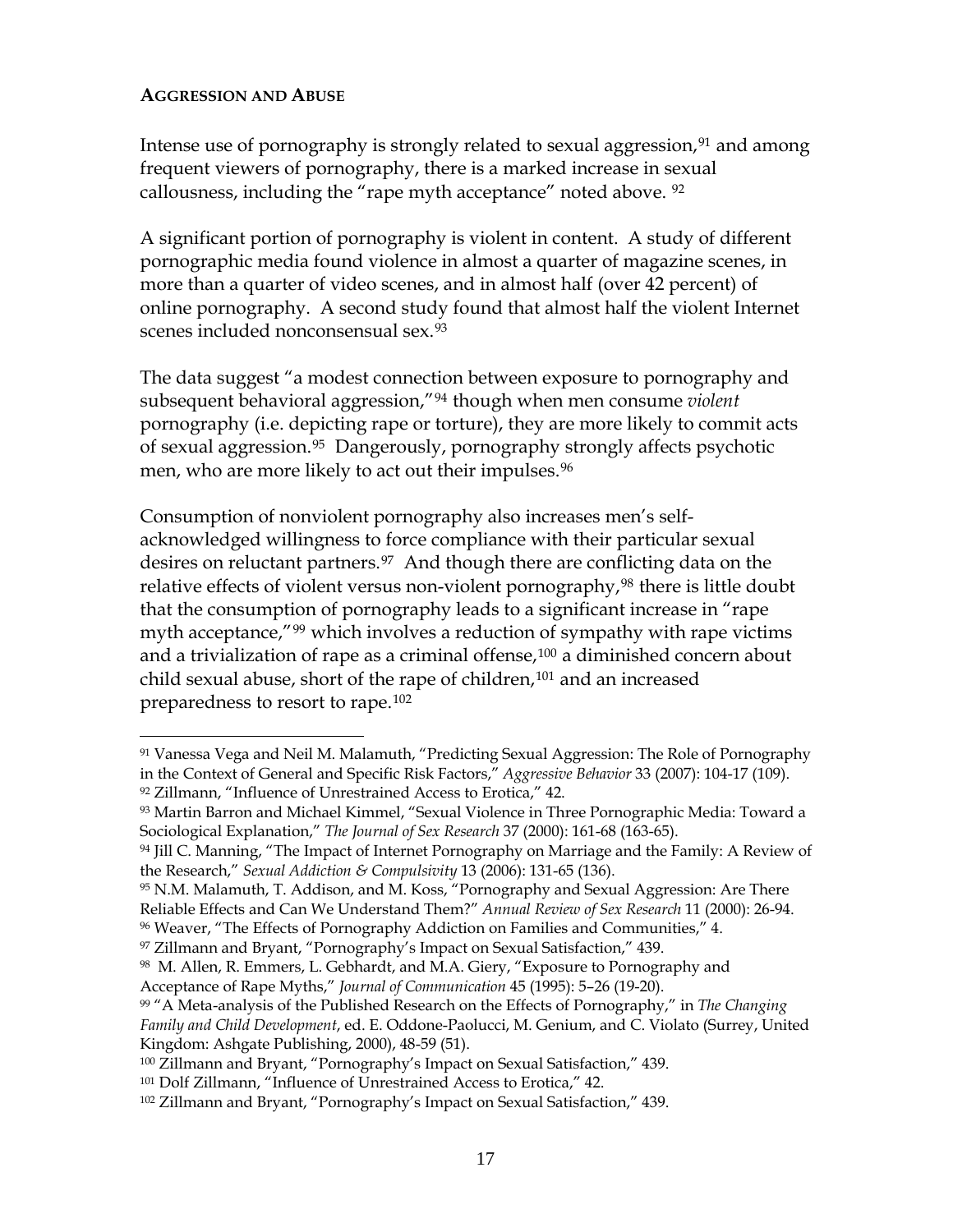**AGGRESSION AND ABUSE**

Intense use of pornography is strongly related to sexual aggression,[91] and among frequent viewers of pornography, there is a marked increase in sexual callousness, including the "rape myth acceptance" noted above. [92]

A significant portion of pornography is violent in content. A study of different pornographic media found violence in almost a quarter of magazine scenes, in more than a quarter of video scenes, and in almost half (over 42 percent) of online pornography. A second study found that almost half the violent Internet scenes included nonconsensual sex.[93]

The data suggest "a modest connection between exposure to pornography and subsequent behavioral aggression,"[94] though when men consume *violent* pornography (i.e. depicting rape or torture), they are more likely to commit acts of sexual aggression.[95] Dangerously, pornography strongly affects psychotic men, who are more likely to act out their impulses.[96]

Consumption of nonviolent pornography also increases men's self-acknowledged willingness to force compliance with their particular sexual desires on reluctant partners.[97] And though there are conflicting data on the relative effects of violent versus non-violent pornography,[98] there is little doubt that the consumption of pornography leads to a significant increase in "rape myth acceptance,"[99] which involves a reduction of sympathy with rape victims and a trivialization of rape as a criminal offense,[100] a diminished concern about child sexual abuse, short of the rape of children,[101] and an increased preparedness to resort to rape.[102]

---

[91] Vanessa Vega and Neil M. Malamuth, "Predicting Sexual Aggression: The Role of Pornography in the Context of General and Specific Risk Factors," *Aggressive Behavior* 33 (2007): 104-17 (109).

[92] Zillmann, "Influence of Unrestrained Access to Erotica," 42.

[93] Martin Barron and Michael Kimmel, "Sexual Violence in Three Pornographic Media: Toward a Sociological Explanation," *The Journal of Sex Research* 37 (2000): 161-68 (163-65).

[94] Jill C. Manning, "The Impact of Internet Pornography on Marriage and the Family: A Review of the Research," *Sexual Addiction & Compulsivity* 13 (2006): 131-65 (136).

[95] N.M. Malamuth, T. Addison, and M. Koss, "Pornography and Sexual Aggression: Are There Reliable Effects and Can We Understand Them?" *Annual Review of Sex Research* 11 (2000): 26-94.

[96] Weaver, "The Effects of Pornography Addiction on Families and Communities," 4.

[97] Zillmann and Bryant, "Pornography's Impact on Sexual Satisfaction," 439.

[98] M. Allen, R. Emmers, L. Gebhardt, and M.A. Giery, "Exposure to Pornography and Acceptance of Rape Myths," *Journal of Communication* 45 (1995): 5–26 (19-20).

[99] "A Meta-analysis of the Published Research on the Effects of Pornography," in *The Changing Family and Child Development*, ed. E. Oddone-Paolucci, M. Genium, and C. Violato (Surrey, United Kingdom: Ashgate Publishing, 2000), 48-59 (51).

[100] Zillmann and Bryant, "Pornography's Impact on Sexual Satisfaction," 439.

[101] Dolf Zillmann, "Influence of Unrestrained Access to Erotica," 42.

[102] Zillmann and Bryant, "Pornography's Impact on Sexual Satisfaction," 439.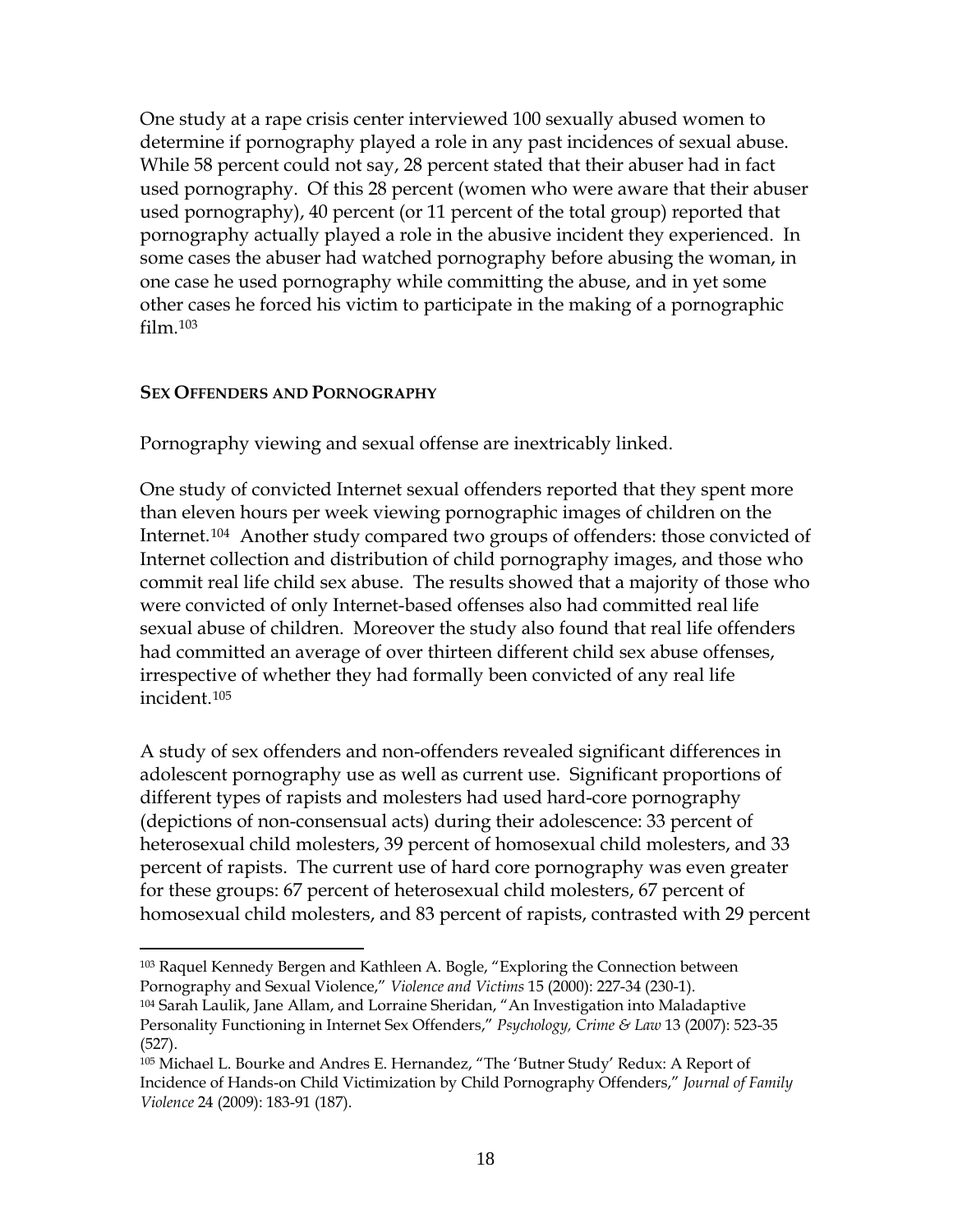One study at a rape crisis center interviewed 100 sexually abused women to determine if pornography played a role in any past incidences of sexual abuse. While 58 percent could not say, 28 percent stated that their abuser had in fact used pornography. Of this 28 percent (women who were aware that their abuser used pornography), 40 percent (or 11 percent of the total group) reported that pornography actually played a role in the abusive incident they experienced. In some cases the abuser had watched pornography before abusing the woman, in one case he used pornography while committing the abuse, and in yet some other cases he forced his victim to participate in the making of a pornographic film.[103]

#### SEX OFFENDERS AND PORNOGRAPHY

Pornography viewing and sexual offense are inextricably linked.

One study of convicted Internet sexual offenders reported that they spent more than eleven hours per week viewing pornographic images of children on the Internet.[104] Another study compared two groups of offenders: those convicted of Internet collection and distribution of child pornography images, and those who commit real life child sex abuse. The results showed that a majority of those who were convicted of only Internet-based offenses also had committed real life sexual abuse of children. Moreover the study also found that real life offenders had committed an average of over thirteen different child sex abuse offenses, irrespective of whether they had formally been convicted of any real life incident.[105]

A study of sex offenders and non-offenders revealed significant differences in adolescent pornography use as well as current use. Significant proportions of different types of rapists and molesters had used hard-core pornography (depictions of non-consensual acts) during their adolescence: 33 percent of heterosexual child molesters, 39 percent of homosexual child molesters, and 33 percent of rapists. The current use of hard core pornography was even greater for these groups: 67 percent of heterosexual child molesters, 67 percent of homosexual child molesters, and 83 percent of rapists, contrasted with 29 percent

---

[103] Raquel Kennedy Bergen and Kathleen A. Bogle, "Exploring the Connection between Pornography and Sexual Violence," *Violence and Victims* 15 (2000): 227-34 (230-1).

[104] Sarah Laulik, Jane Allam, and Lorraine Sheridan, "An Investigation into Maladaptive Personality Functioning in Internet Sex Offenders," *Psychology, Crime & Law* 13 (2007): 523-35 (527).

[105] Michael L. Bourke and Andres E. Hernandez, "The 'Butner Study' Redux: A Report of Incidence of Hands-on Child Victimization by Child Pornography Offenders," *Journal of Family Violence* 24 (2009): 183-91 (187).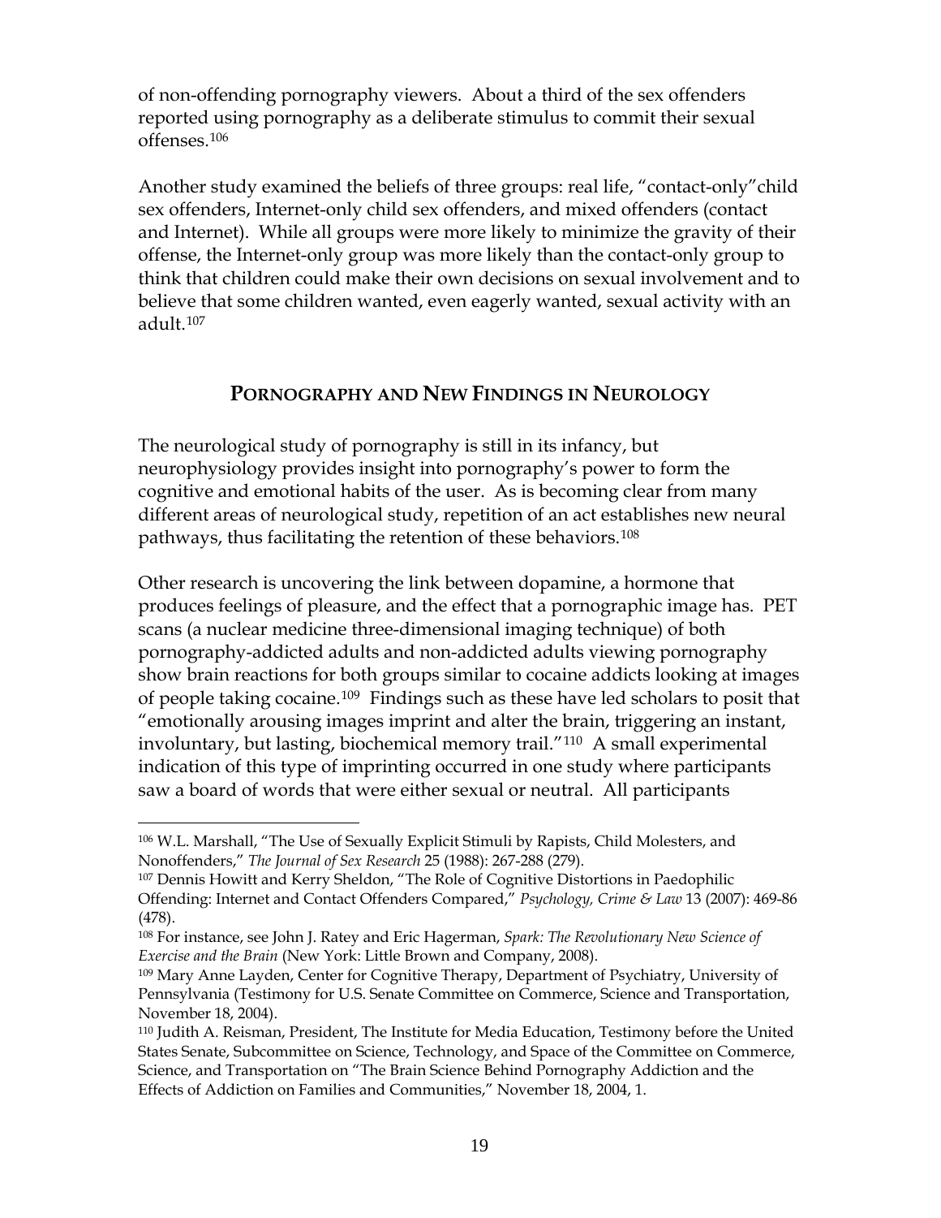of non-offending pornography viewers. About a third of the sex offenders reported using pornography as a deliberate stimulus to commit their sexual offenses.[106]

Another study examined the beliefs of three groups: real life, "contact-only"child sex offenders, Internet-only child sex offenders, and mixed offenders (contact and Internet). While all groups were more likely to minimize the gravity of their offense, the Internet-only group was more likely than the contact-only group to think that children could make their own decisions on sexual involvement and to believe that some children wanted, even eagerly wanted, sexual activity with an adult.[107]

## PORNOGRAPHY AND NEW FINDINGS IN NEUROLOGY

The neurological study of pornography is still in its infancy, but neurophysiology provides insight into pornography's power to form the cognitive and emotional habits of the user. As is becoming clear from many different areas of neurological study, repetition of an act establishes new neural pathways, thus facilitating the retention of these behaviors.[108]

Other research is uncovering the link between dopamine, a hormone that produces feelings of pleasure, and the effect that a pornographic image has. PET scans (a nuclear medicine three-dimensional imaging technique) of both pornography-addicted adults and non-addicted adults viewing pornography show brain reactions for both groups similar to cocaine addicts looking at images of people taking cocaine.[109] Findings such as these have led scholars to posit that "emotionally arousing images imprint and alter the brain, triggering an instant, involuntary, but lasting, biochemical memory trail."[110] A small experimental indication of this type of imprinting occurred in one study where participants saw a board of words that were either sexual or neutral. All participants

---

[106] W.L. Marshall, "The Use of Sexually Explicit Stimuli by Rapists, Child Molesters, and Nonoffenders," *The Journal of Sex Research* 25 (1988): 267-288 (279).

[107] Dennis Howitt and Kerry Sheldon, "The Role of Cognitive Distortions in Paedophilic Offending: Internet and Contact Offenders Compared," *Psychology, Crime & Law* 13 (2007): 469-86 (478).

[108] For instance, see John J. Ratey and Eric Hagerman, *Spark: The Revolutionary New Science of Exercise and the Brain* (New York: Little Brown and Company, 2008).

[109] Mary Anne Layden, Center for Cognitive Therapy, Department of Psychiatry, University of Pennsylvania (Testimony for U.S. Senate Committee on Commerce, Science and Transportation, November 18, 2004).

[110] Judith A. Reisman, President, The Institute for Media Education, Testimony before the United States Senate, Subcommittee on Science, Technology, and Space of the Committee on Commerce, Science, and Transportation on "The Brain Science Behind Pornography Addiction and the Effects of Addiction on Families and Communities," November 18, 2004, 1.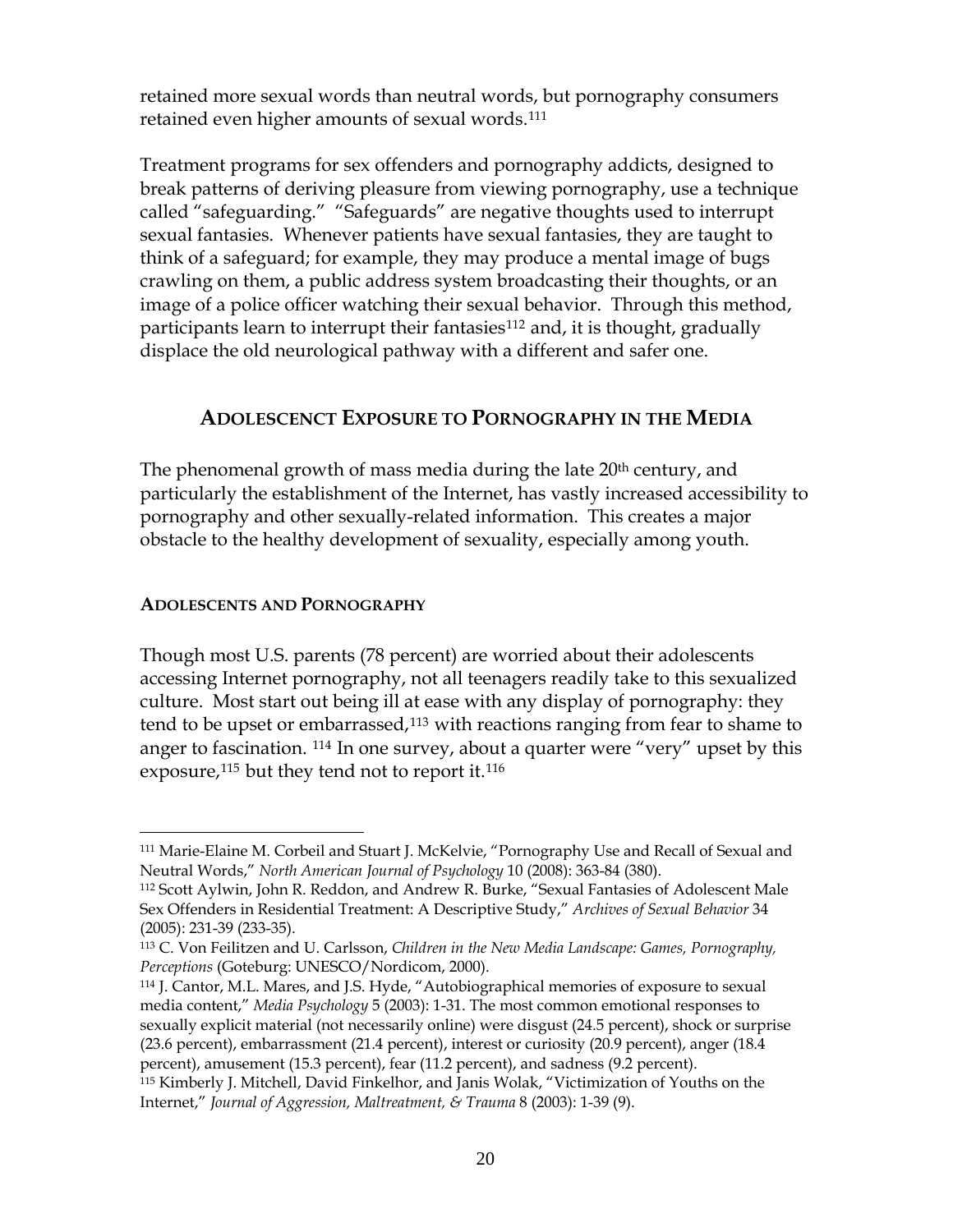retained more sexual words than neutral words, but pornography consumers retained even higher amounts of sexual words.[111]

Treatment programs for sex offenders and pornography addicts, designed to break patterns of deriving pleasure from viewing pornography, use a technique called "safeguarding." "Safeguards" are negative thoughts used to interrupt sexual fantasies. Whenever patients have sexual fantasies, they are taught to think of a safeguard; for example, they may produce a mental image of bugs crawling on them, a public address system broadcasting their thoughts, or an image of a police officer watching their sexual behavior. Through this method, participants learn to interrupt their fantasies[112] and, it is thought, gradually displace the old neurological pathway with a different and safer one.

## ADOLESCENCT EXPOSURE TO PORNOGRAPHY IN THE MEDIA

The phenomenal growth of mass media during the late 20th century, and particularly the establishment of the Internet, has vastly increased accessibility to pornography and other sexually-related information. This creates a major obstacle to the healthy development of sexuality, especially among youth.

### ADOLESCENTS AND PORNOGRAPHY

Though most U.S. parents (78 percent) are worried about their adolescents accessing Internet pornography, not all teenagers readily take to this sexualized culture. Most start out being ill at ease with any display of pornography: they tend to be upset or embarrassed,[113] with reactions ranging from fear to shame to anger to fascination. [114] In one survey, about a quarter were "very" upset by this exposure,[115] but they tend not to report it.[116]

---

[111] Marie-Elaine M. Corbeil and Stuart J. McKelvie, "Pornography Use and Recall of Sexual and Neutral Words," *North American Journal of Psychology* 10 (2008): 363-84 (380).

[112] Scott Aylwin, John R. Reddon, and Andrew R. Burke, "Sexual Fantasies of Adolescent Male Sex Offenders in Residential Treatment: A Descriptive Study," *Archives of Sexual Behavior* 34 (2005): 231-39 (233-35).

[113] C. Von Feilitzen and U. Carlsson, *Children in the New Media Landscape: Games, Pornography, Perceptions* (Goteburg: UNESCO/Nordicom, 2000).

[114] J. Cantor, M.L. Mares, and J.S. Hyde, "Autobiographical memories of exposure to sexual media content," *Media Psychology* 5 (2003): 1-31. The most common emotional responses to sexually explicit material (not necessarily online) were disgust (24.5 percent), shock or surprise (23.6 percent), embarrassment (21.4 percent), interest or curiosity (20.9 percent), anger (18.4 percent), amusement (15.3 percent), fear (11.2 percent), and sadness (9.2 percent).

[115] Kimberly J. Mitchell, David Finkelhor, and Janis Wolak, "Victimization of Youths on the Internet," *Journal of Aggression, Maltreatment, & Trauma* 8 (2003): 1-39 (9).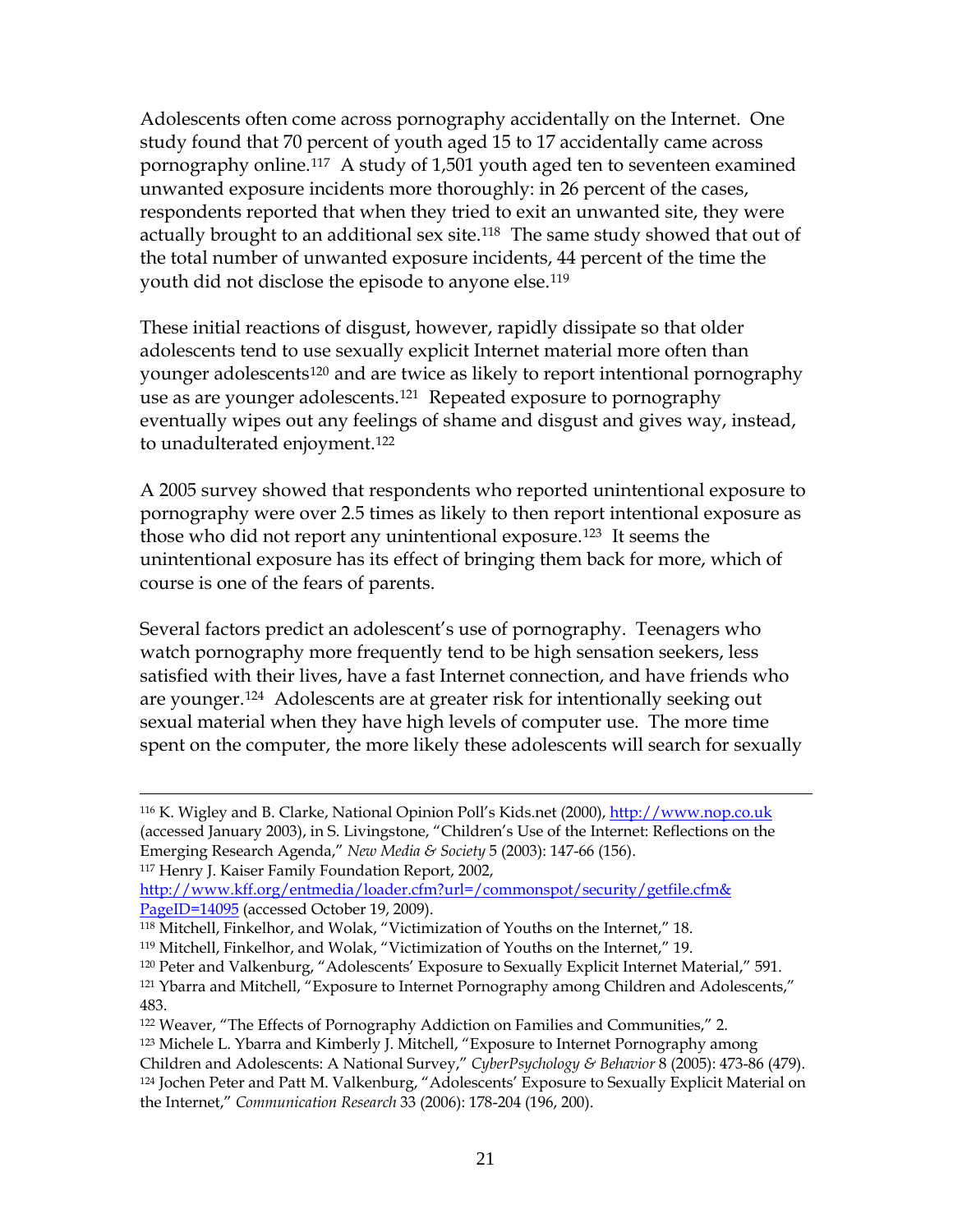Adolescents often come across pornography accidentally on the Internet. One study found that 70 percent of youth aged 15 to 17 accidentally came across pornography online.[117] A study of 1,501 youth aged ten to seventeen examined unwanted exposure incidents more thoroughly: in 26 percent of the cases, respondents reported that when they tried to exit an unwanted site, they were actually brought to an additional sex site.[118] The same study showed that out of the total number of unwanted exposure incidents, 44 percent of the time the youth did not disclose the episode to anyone else.[119]

These initial reactions of disgust, however, rapidly dissipate so that older adolescents tend to use sexually explicit Internet material more often than younger adolescents[120] and are twice as likely to report intentional pornography use as are younger adolescents.[121] Repeated exposure to pornography eventually wipes out any feelings of shame and disgust and gives way, instead, to unadulterated enjoyment.[122]

A 2005 survey showed that respondents who reported unintentional exposure to pornography were over 2.5 times as likely to then report intentional exposure as those who did not report any unintentional exposure.[123] It seems the unintentional exposure has its effect of bringing them back for more, which of course is one of the fears of parents.

Several factors predict an adolescent's use of pornography. Teenagers who watch pornography more frequently tend to be high sensation seekers, less satisfied with their lives, have a fast Internet connection, and have friends who are younger.[124] Adolescents are at greater risk for intentionally seeking out sexual material when they have high levels of computer use. The more time spent on the computer, the more likely these adolescents will search for sexually

---

[116] K. Wigley and B. Clarke, National Opinion Poll's Kids.net (2000), http://www.nop.co.uk (accessed January 2003), in S. Livingstone, "Children's Use of the Internet: Reflections on the Emerging Research Agenda," *New Media & Society* 5 (2003): 147-66 (156).

[117] Henry J. Kaiser Family Foundation Report, 2002, http://www.kff.org/entmedia/loader.cfm?url=/commonspot/security/getfile.cfm&PageID=14095 (accessed October 19, 2009).

[118] Mitchell, Finkelhor, and Wolak, "Victimization of Youths on the Internet," 18.

[119] Mitchell, Finkelhor, and Wolak, "Victimization of Youths on the Internet," 19.

[120] Peter and Valkenburg, "Adolescents' Exposure to Sexually Explicit Internet Material," 591.

[121] Ybarra and Mitchell, "Exposure to Internet Pornography among Children and Adolescents," 483.

[122] Weaver, "The Effects of Pornography Addiction on Families and Communities," 2.

[123] Michele L. Ybarra and Kimberly J. Mitchell, "Exposure to Internet Pornography among Children and Adolescents: A National Survey," *CyberPsychology & Behavior* 8 (2005): 473-86 (479).

[124] Jochen Peter and Patt M. Valkenburg, "Adolescents' Exposure to Sexually Explicit Material on the Internet," *Communication Research* 33 (2006): 178-204 (196, 200).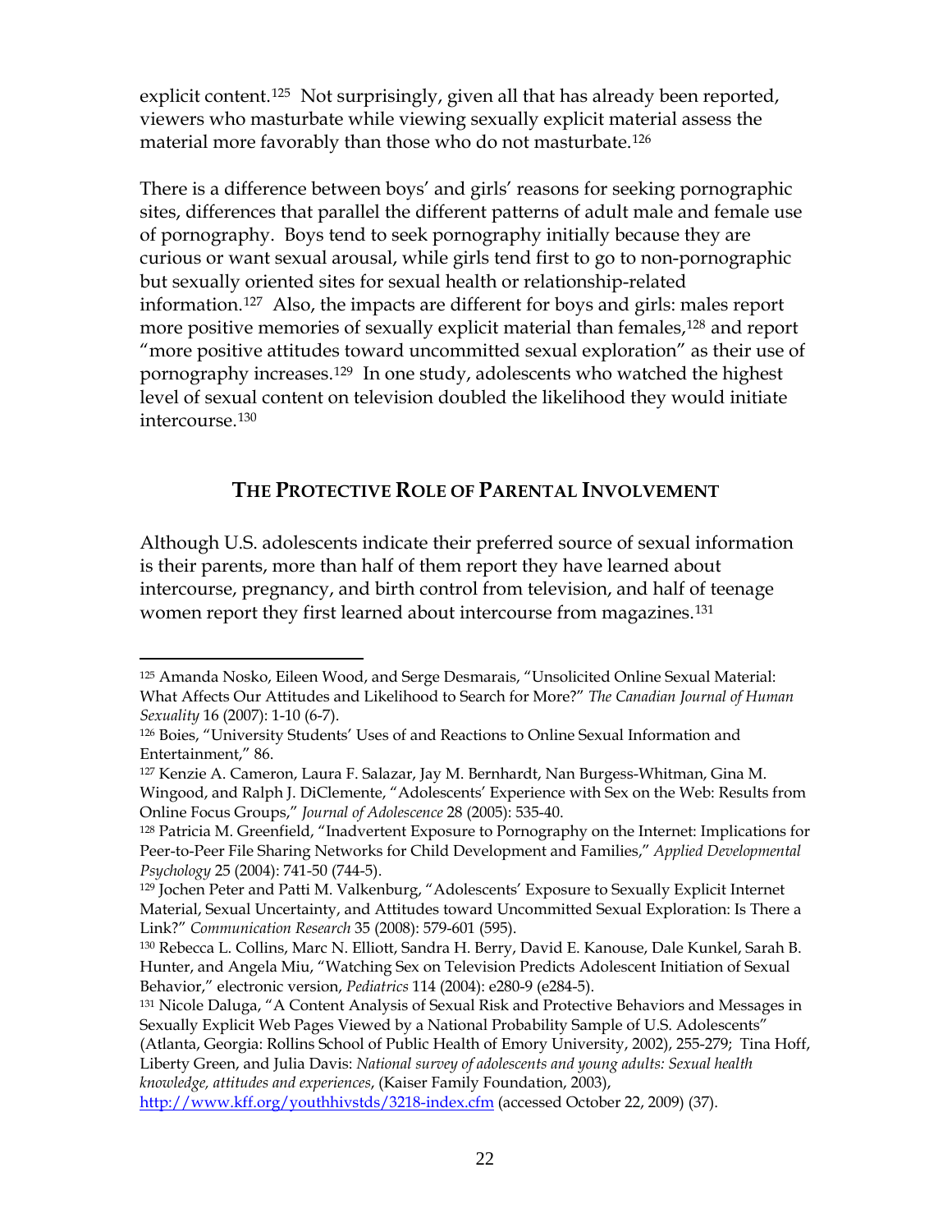explicit content.[125] Not surprisingly, given all that has already been reported, viewers who masturbate while viewing sexually explicit material assess the material more favorably than those who do not masturbate.[126]

There is a difference between boys' and girls' reasons for seeking pornographic sites, differences that parallel the different patterns of adult male and female use of pornography. Boys tend to seek pornography initially because they are curious or want sexual arousal, while girls tend first to go to non-pornographic but sexually oriented sites for sexual health or relationship-related information.[127] Also, the impacts are different for boys and girls: males report more positive memories of sexually explicit material than females,[128] and report "more positive attitudes toward uncommitted sexual exploration" as their use of pornography increases.[129] In one study, adolescents who watched the highest level of sexual content on television doubled the likelihood they would initiate intercourse.[130]

## THE PROTECTIVE ROLE OF PARENTAL INVOLVEMENT

Although U.S. adolescents indicate their preferred source of sexual information is their parents, more than half of them report they have learned about intercourse, pregnancy, and birth control from television, and half of teenage women report they first learned about intercourse from magazines.[131]

---

[125] Amanda Nosko, Eileen Wood, and Serge Desmarais, "Unsolicited Online Sexual Material: What Affects Our Attitudes and Likelihood to Search for More?" *The Canadian Journal of Human Sexuality* 16 (2007): 1-10 (6-7).

[126] Boies, "University Students' Uses of and Reactions to Online Sexual Information and Entertainment," 86.

[127] Kenzie A. Cameron, Laura F. Salazar, Jay M. Bernhardt, Nan Burgess-Whitman, Gina M. Wingood, and Ralph J. DiClemente, "Adolescents' Experience with Sex on the Web: Results from Online Focus Groups," *Journal of Adolescence* 28 (2005): 535-40.

[128] Patricia M. Greenfield, "Inadvertent Exposure to Pornography on the Internet: Implications for Peer-to-Peer File Sharing Networks for Child Development and Families," *Applied Developmental Psychology* 25 (2004): 741-50 (744-5).

[129] Jochen Peter and Patti M. Valkenburg, "Adolescents' Exposure to Sexually Explicit Internet Material, Sexual Uncertainty, and Attitudes toward Uncommitted Sexual Exploration: Is There a Link?" *Communication Research* 35 (2008): 579-601 (595).

[130] Rebecca L. Collins, Marc N. Elliott, Sandra H. Berry, David E. Kanouse, Dale Kunkel, Sarah B. Hunter, and Angela Miu, "Watching Sex on Television Predicts Adolescent Initiation of Sexual Behavior," electronic version, *Pediatrics* 114 (2004): e280-9 (e284-5).

[131] Nicole Daluga, "A Content Analysis of Sexual Risk and Protective Behaviors and Messages in Sexually Explicit Web Pages Viewed by a National Probability Sample of U.S. Adolescents" (Atlanta, Georgia: Rollins School of Public Health of Emory University, 2002), 255-279; Tina Hoff, Liberty Green, and Julia Davis: *National survey of adolescents and young adults: Sexual health knowledge, attitudes and experiences*, (Kaiser Family Foundation, 2003), http://www.kff.org/youthhivstds/3218-index.cfm (accessed October 22, 2009) (37).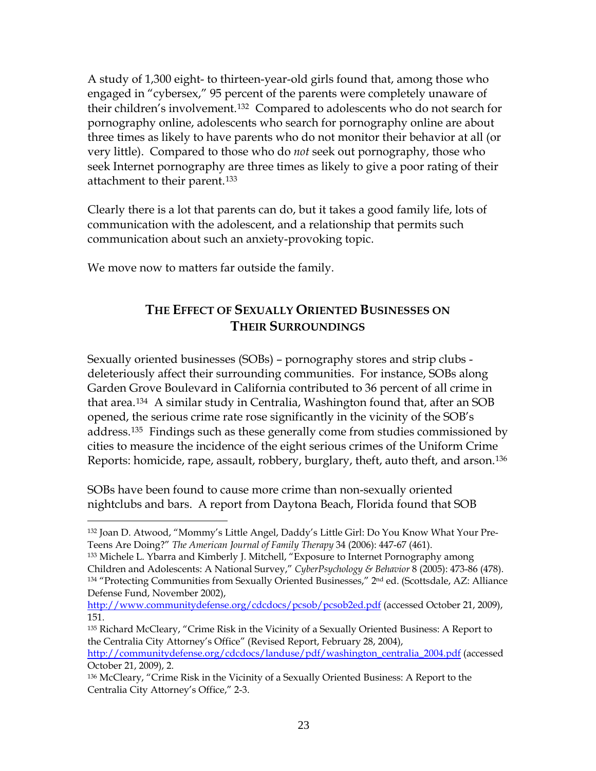A study of 1,300 eight- to thirteen-year-old girls found that, among those who engaged in "cybersex," 95 percent of the parents were completely unaware of their children's involvement.[132] Compared to adolescents who do not search for pornography online, adolescents who search for pornography online are about three times as likely to have parents who do not monitor their behavior at all (or very little). Compared to those who do *not* seek out pornography, those who seek Internet pornography are three times as likely to give a poor rating of their attachment to their parent.[133]

Clearly there is a lot that parents can do, but it takes a good family life, lots of communication with the adolescent, and a relationship that permits such communication about such an anxiety-provoking topic.

We move now to matters far outside the family.

## The Effect of Sexually Oriented Businesses on Their Surroundings

Sexually oriented businesses (SOBs) – pornography stores and strip clubs - deleteriously affect their surrounding communities. For instance, SOBs along Garden Grove Boulevard in California contributed to 36 percent of all crime in that area.[134] A similar study in Centralia, Washington found that, after an SOB opened, the serious crime rate rose significantly in the vicinity of the SOB's address.[135] Findings such as these generally come from studies commissioned by cities to measure the incidence of the eight serious crimes of the Uniform Crime Reports: homicide, rape, assault, robbery, burglary, theft, auto theft, and arson.[136]

SOBs have been found to cause more crime than non-sexually oriented nightclubs and bars. A report from Daytona Beach, Florida found that SOB

---

[132] Joan D. Atwood, "Mommy's Little Angel, Daddy's Little Girl: Do You Know What Your Pre-Teens Are Doing?" *The American Journal of Family Therapy* 34 (2006): 447-67 (461).

[133] Michele L. Ybarra and Kimberly J. Mitchell, "Exposure to Internet Pornography among Children and Adolescents: A National Survey," *CyberPsychology & Behavior* 8 (2005): 473-86 (478).

[134] "Protecting Communities from Sexually Oriented Businesses," 2nd ed. (Scottsdale, AZ: Alliance Defense Fund, November 2002), http://www.communitydefense.org/cdcdocs/pcsob/pcsob2ed.pdf (accessed October 21, 2009), 151.

[135] Richard McCleary, "Crime Risk in the Vicinity of a Sexually Oriented Business: A Report to the Centralia City Attorney's Office" (Revised Report, February 28, 2004), http://communitydefense.org/cdcdocs/landuse/pdf/washington_centralia_2004.pdf (accessed October 21, 2009), 2.

[136] McCleary, "Crime Risk in the Vicinity of a Sexually Oriented Business: A Report to the Centralia City Attorney's Office," 2-3.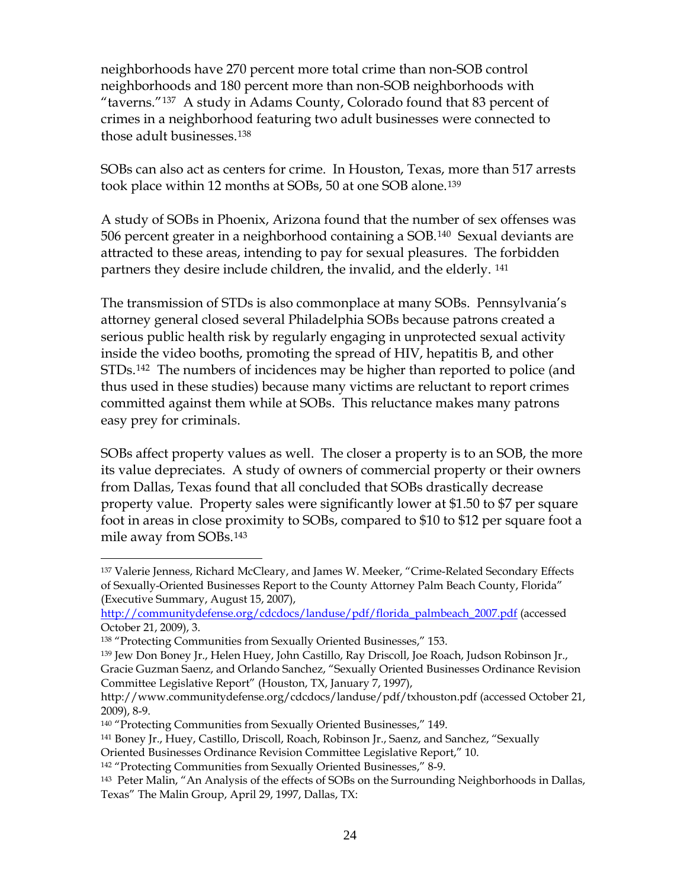neighborhoods have 270 percent more total crime than non-SOB control neighborhoods and 180 percent more than non-SOB neighborhoods with "taverns."[137] A study in Adams County, Colorado found that 83 percent of crimes in a neighborhood featuring two adult businesses were connected to those adult businesses.[138]

SOBs can also act as centers for crime. In Houston, Texas, more than 517 arrests took place within 12 months at SOBs, 50 at one SOB alone.[139]

A study of SOBs in Phoenix, Arizona found that the number of sex offenses was 506 percent greater in a neighborhood containing a SOB.[140] Sexual deviants are attracted to these areas, intending to pay for sexual pleasures. The forbidden partners they desire include children, the invalid, and the elderly. [141]

The transmission of STDs is also commonplace at many SOBs. Pennsylvania's attorney general closed several Philadelphia SOBs because patrons created a serious public health risk by regularly engaging in unprotected sexual activity inside the video booths, promoting the spread of HIV, hepatitis B, and other STDs.[142] The numbers of incidences may be higher than reported to police (and thus used in these studies) because many victims are reluctant to report crimes committed against them while at SOBs. This reluctance makes many patrons easy prey for criminals.

SOBs affect property values as well. The closer a property is to an SOB, the more its value depreciates. A study of owners of commercial property or their owners from Dallas, Texas found that all concluded that SOBs drastically decrease property value. Property sales were significantly lower at $1.50 to $7 per square foot in areas in close proximity to SOBs, compared to $10 to $12 per square foot a mile away from SOBs.[143]

---

[137] Valerie Jenness, Richard McCleary, and James W. Meeker, "Crime-Related Secondary Effects of Sexually-Oriented Businesses Report to the County Attorney Palm Beach County, Florida" (Executive Summary, August 15, 2007), http://communitydefense.org/cdcdocs/landuse/pdf/florida_palmbeach_2007.pdf (accessed October 21, 2009), 3.

[138] "Protecting Communities from Sexually Oriented Businesses," 153.

[139] Jew Don Boney Jr., Helen Huey, John Castillo, Ray Driscoll, Joe Roach, Judson Robinson Jr., Gracie Guzman Saenz, and Orlando Sanchez, "Sexually Oriented Businesses Ordinance Revision Committee Legislative Report" (Houston, TX, January 7, 1997), http://www.communitydefense.org/cdcdocs/landuse/pdf/txhouston.pdf (accessed October 21, 2009), 8-9.

[140] "Protecting Communities from Sexually Oriented Businesses," 149.

[141] Boney Jr., Huey, Castillo, Driscoll, Roach, Robinson Jr., Saenz, and Sanchez, "Sexually Oriented Businesses Ordinance Revision Committee Legislative Report," 10.

[142] "Protecting Communities from Sexually Oriented Businesses," 8-9.

[143] Peter Malin, "An Analysis of the effects of SOBs on the Surrounding Neighborhoods in Dallas, Texas" The Malin Group, April 29, 1997, Dallas, TX: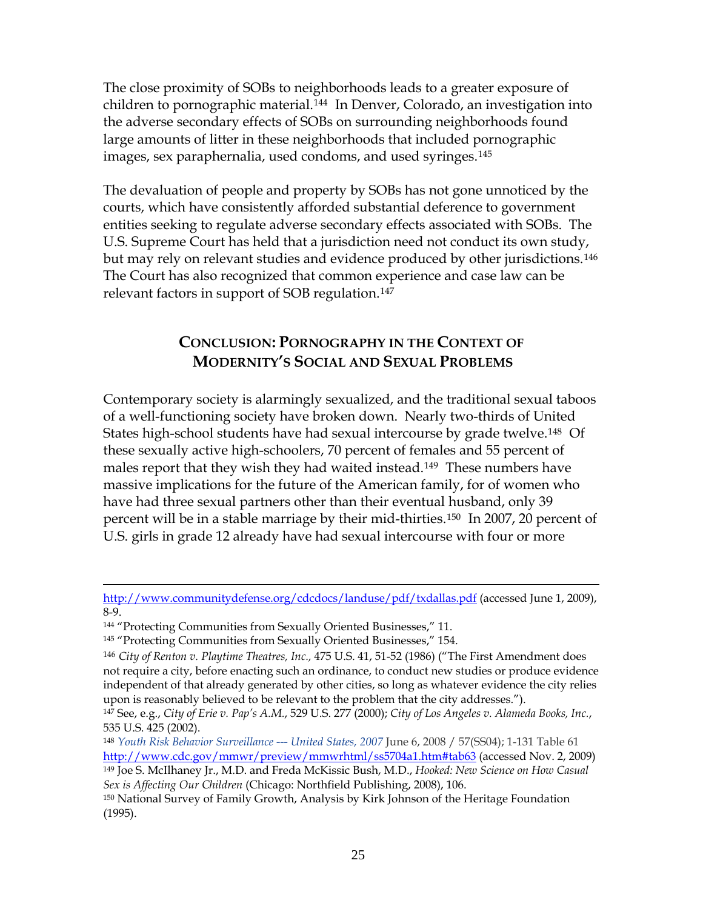The close proximity of SOBs to neighborhoods leads to a greater exposure of children to pornographic material.[144] In Denver, Colorado, an investigation into the adverse secondary effects of SOBs on surrounding neighborhoods found large amounts of litter in these neighborhoods that included pornographic images, sex paraphernalia, used condoms, and used syringes.[145]

The devaluation of people and property by SOBs has not gone unnoticed by the courts, which have consistently afforded substantial deference to government entities seeking to regulate adverse secondary effects associated with SOBs. The U.S. Supreme Court has held that a jurisdiction need not conduct its own study, but may rely on relevant studies and evidence produced by other jurisdictions.[146] The Court has also recognized that common experience and case law can be relevant factors in support of SOB regulation.[147]

## CONCLUSION: PORNOGRAPHY IN THE CONTEXT OF MODERNITY'S SOCIAL AND SEXUAL PROBLEMS

Contemporary society is alarmingly sexualized, and the traditional sexual taboos of a well-functioning society have broken down. Nearly two-thirds of United States high-school students have had sexual intercourse by grade twelve.[148] Of these sexually active high-schoolers, 70 percent of females and 55 percent of males report that they wish they had waited instead.[149] These numbers have massive implications for the future of the American family, for of women who have had three sexual partners other than their eventual husband, only 39 percent will be in a stable marriage by their mid-thirties.[150] In 2007, 20 percent of U.S. girls in grade 12 already have had sexual intercourse with four or more

---

http://www.communitydefense.org/cdcdocs/landuse/pdf/txdallas.pdf (accessed June 1, 2009), 8-9.

[144] "Protecting Communities from Sexually Oriented Businesses," 11.

[145] "Protecting Communities from Sexually Oriented Businesses," 154.

[146] *City of Renton v. Playtime Theatres, Inc.*, 475 U.S. 41, 51-52 (1986) ("The First Amendment does not require a city, before enacting such an ordinance, to conduct new studies or produce evidence independent of that already generated by other cities, so long as whatever evidence the city relies upon is reasonably believed to be relevant to the problem that the city addresses.").

[147] See, e.g., *City of Erie v. Pap's A.M.*, 529 U.S. 277 (2000); *City of Los Angeles v. Alameda Books, Inc.*, 535 U.S. 425 (2002).

[148] *Youth Risk Behavior Surveillance --- United States, 2007* June 6, 2008 / 57(SS04); 1-131 Table 61 http://www.cdc.gov/mmwr/preview/mmwrhtml/ss5704a1.htm#tab63 (accessed Nov. 2, 2009)

[149] Joe S. McIlhaney Jr., M.D. and Freda McKissic Bush, M.D., *Hooked: New Science on How Casual Sex is Affecting Our Children* (Chicago: Northfield Publishing, 2008), 106.

[150] National Survey of Family Growth, Analysis by Kirk Johnson of the Heritage Foundation (1995).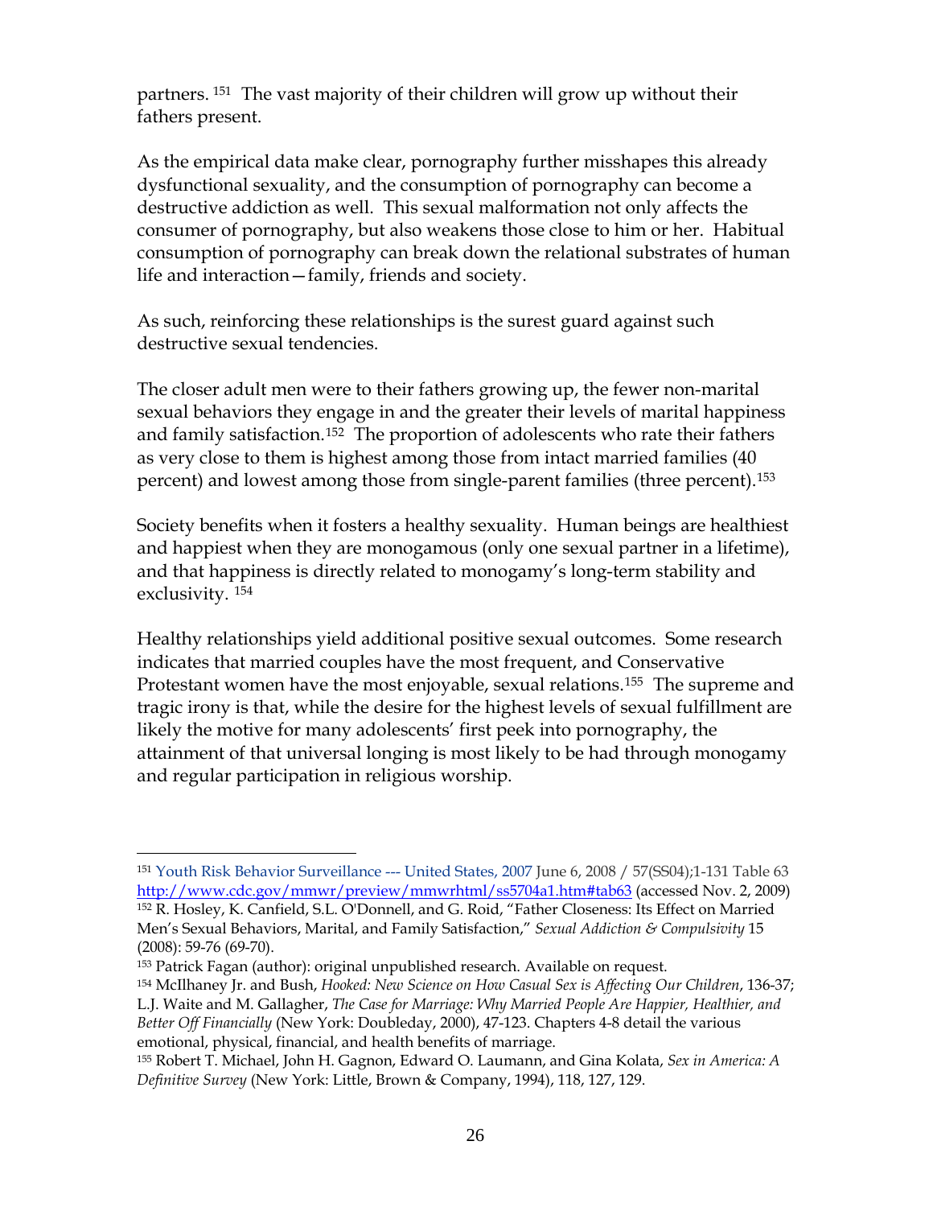partners. [151] The vast majority of their children will grow up without their fathers present.

As the empirical data make clear, pornography further misshapes this already dysfunctional sexuality, and the consumption of pornography can become a destructive addiction as well. This sexual malformation not only affects the consumer of pornography, but also weakens those close to him or her. Habitual consumption of pornography can break down the relational substrates of human life and interaction—family, friends and society.

As such, reinforcing these relationships is the surest guard against such destructive sexual tendencies.

The closer adult men were to their fathers growing up, the fewer non-marital sexual behaviors they engage in and the greater their levels of marital happiness and family satisfaction.[152] The proportion of adolescents who rate their fathers as very close to them is highest among those from intact married families (40 percent) and lowest among those from single-parent families (three percent).[153]

Society benefits when it fosters a healthy sexuality. Human beings are healthiest and happiest when they are monogamous (only one sexual partner in a lifetime), and that happiness is directly related to monogamy's long-term stability and exclusivity. [154]

Healthy relationships yield additional positive sexual outcomes. Some research indicates that married couples have the most frequent, and Conservative Protestant women have the most enjoyable, sexual relations.[155] The supreme and tragic irony is that, while the desire for the highest levels of sexual fulfillment are likely the motive for many adolescents' first peek into pornography, the attainment of that universal longing is most likely to be had through monogamy and regular participation in religious worship.

---

[151] Youth Risk Behavior Surveillance --- United States, 2007 June 6, 2008 / 57(SS04);1-131 Table 63 http://www.cdc.gov/mmwr/preview/mmwrhtml/ss5704a1.htm#tab63 (accessed Nov. 2, 2009)

[152] R. Hosley, K. Canfield, S.L. O'Donnell, and G. Roid, "Father Closeness: Its Effect on Married Men's Sexual Behaviors, Marital, and Family Satisfaction," *Sexual Addiction & Compulsivity* 15 (2008): 59-76 (69-70).

[153] Patrick Fagan (author): original unpublished research. Available on request.

[154] McIlhaney Jr. and Bush, *Hooked: New Science on How Casual Sex is Affecting Our Children*, 136-37; L.J. Waite and M. Gallagher, *The Case for Marriage: Why Married People Are Happier, Healthier, and Better Off Financially* (New York: Doubleday, 2000), 47-123. Chapters 4-8 detail the various emotional, physical, financial, and health benefits of marriage.

[155] Robert T. Michael, John H. Gagnon, Edward O. Laumann, and Gina Kolata, *Sex in America: A Definitive Survey* (New York: Little, Brown & Company, 1994), 118, 127, 129.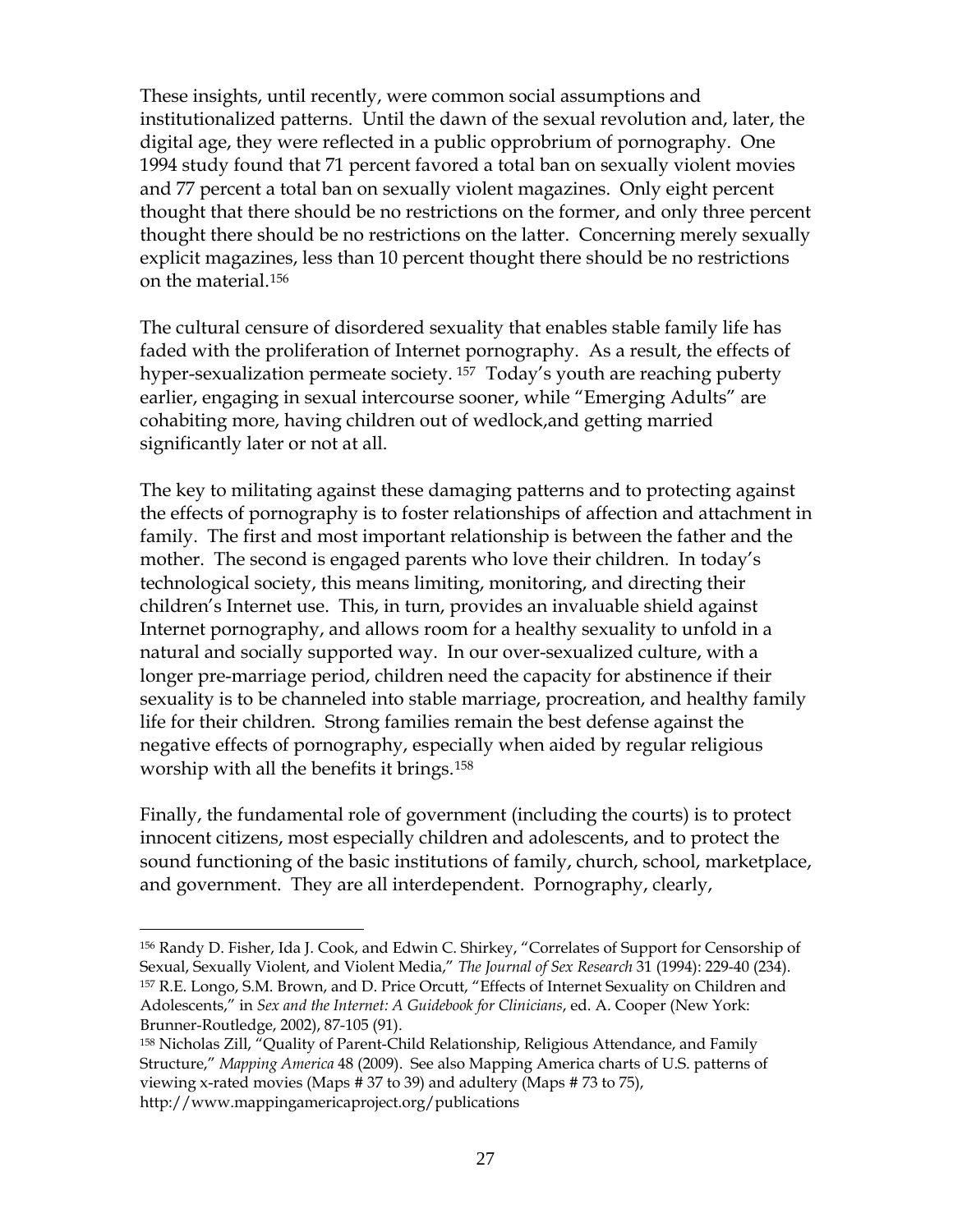These insights, until recently, were common social assumptions and institutionalized patterns. Until the dawn of the sexual revolution and, later, the digital age, they were reflected in a public opprobrium of pornography. One 1994 study found that 71 percent favored a total ban on sexually violent movies and 77 percent a total ban on sexually violent magazines. Only eight percent thought that there should be no restrictions on the former, and only three percent thought there should be no restrictions on the latter. Concerning merely sexually explicit magazines, less than 10 percent thought there should be no restrictions on the material.[156]

The cultural censure of disordered sexuality that enables stable family life has faded with the proliferation of Internet pornography. As a result, the effects of hyper-sexualization permeate society.[157] Today's youth are reaching puberty earlier, engaging in sexual intercourse sooner, while "Emerging Adults" are cohabiting more, having children out of wedlock,and getting married significantly later or not at all.

The key to militating against these damaging patterns and to protecting against the effects of pornography is to foster relationships of affection and attachment in family. The first and most important relationship is between the father and the mother. The second is engaged parents who love their children. In today's technological society, this means limiting, monitoring, and directing their children's Internet use. This, in turn, provides an invaluable shield against Internet pornography, and allows room for a healthy sexuality to unfold in a natural and socially supported way. In our over-sexualized culture, with a longer pre-marriage period, children need the capacity for abstinence if their sexuality is to be channeled into stable marriage, procreation, and healthy family life for their children. Strong families remain the best defense against the negative effects of pornography, especially when aided by regular religious worship with all the benefits it brings.[158]

Finally, the fundamental role of government (including the courts) is to protect innocent citizens, most especially children and adolescents, and to protect the sound functioning of the basic institutions of family, church, school, marketplace, and government. They are all interdependent. Pornography, clearly,

---

[156] Randy D. Fisher, Ida J. Cook, and Edwin C. Shirkey, "Correlates of Support for Censorship of Sexual, Sexually Violent, and Violent Media," *The Journal of Sex Research* 31 (1994): 229-40 (234).

[157] R.E. Longo, S.M. Brown, and D. Price Orcutt, "Effects of Internet Sexuality on Children and Adolescents," in *Sex and the Internet: A Guidebook for Clinicians*, ed. A. Cooper (New York: Brunner-Routledge, 2002), 87-105 (91).

[158] Nicholas Zill, "Quality of Parent-Child Relationship, Religious Attendance, and Family Structure," *Mapping America* 48 (2009). See also Mapping America charts of U.S. patterns of viewing x-rated movies (Maps # 37 to 39) and adultery (Maps # 73 to 75), http://www.mappingamericaproject.org/publications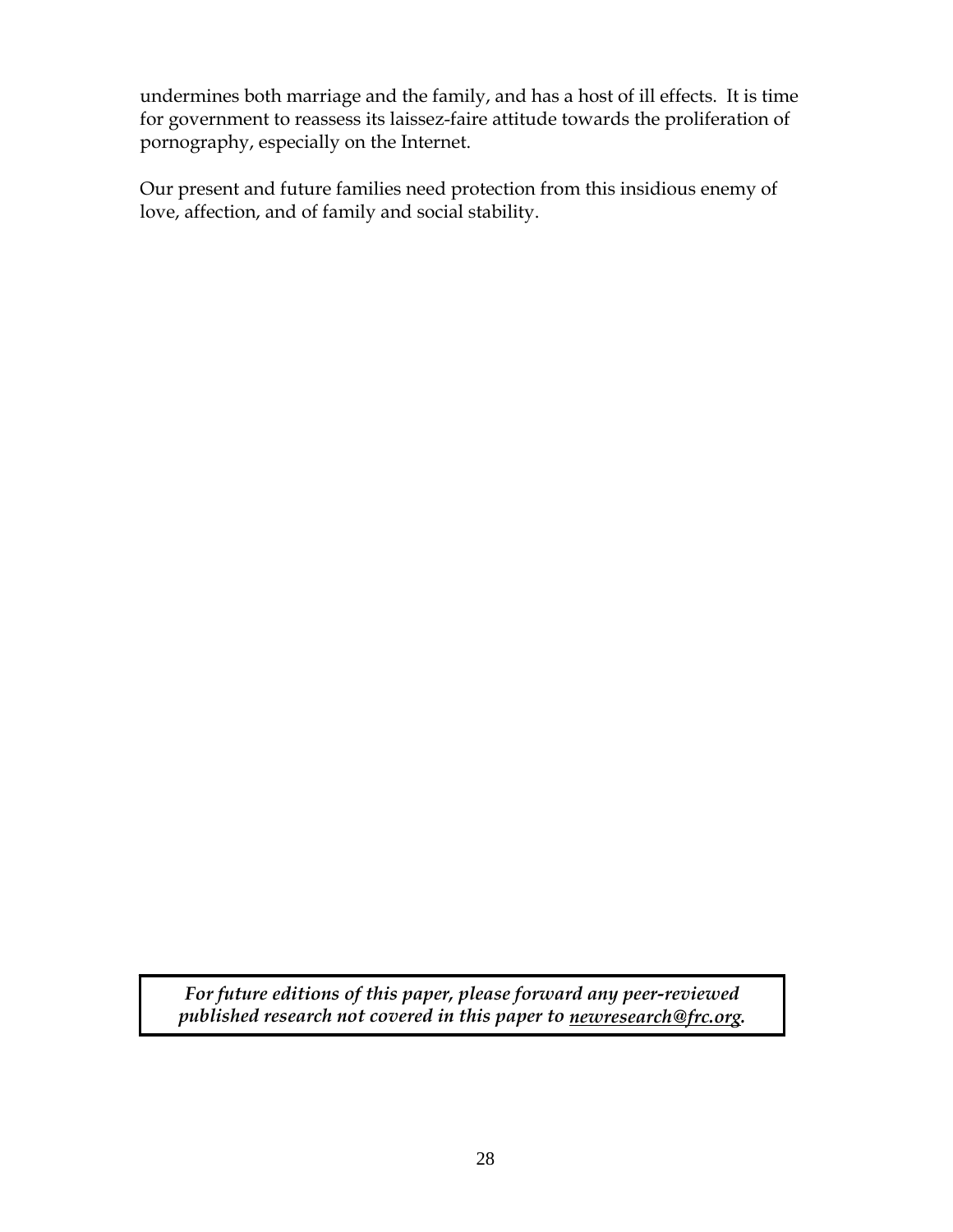undermines both marriage and the family, and has a host of ill effects. It is time for government to reassess its laissez-faire attitude towards the proliferation of pornography, especially on the Internet.

Our present and future families need protection from this insidious enemy of love, affection, and of family and social stability.

***For future editions of this paper, please forward any peer-reviewed published research not covered in this paper to newresearch@frc.org.***